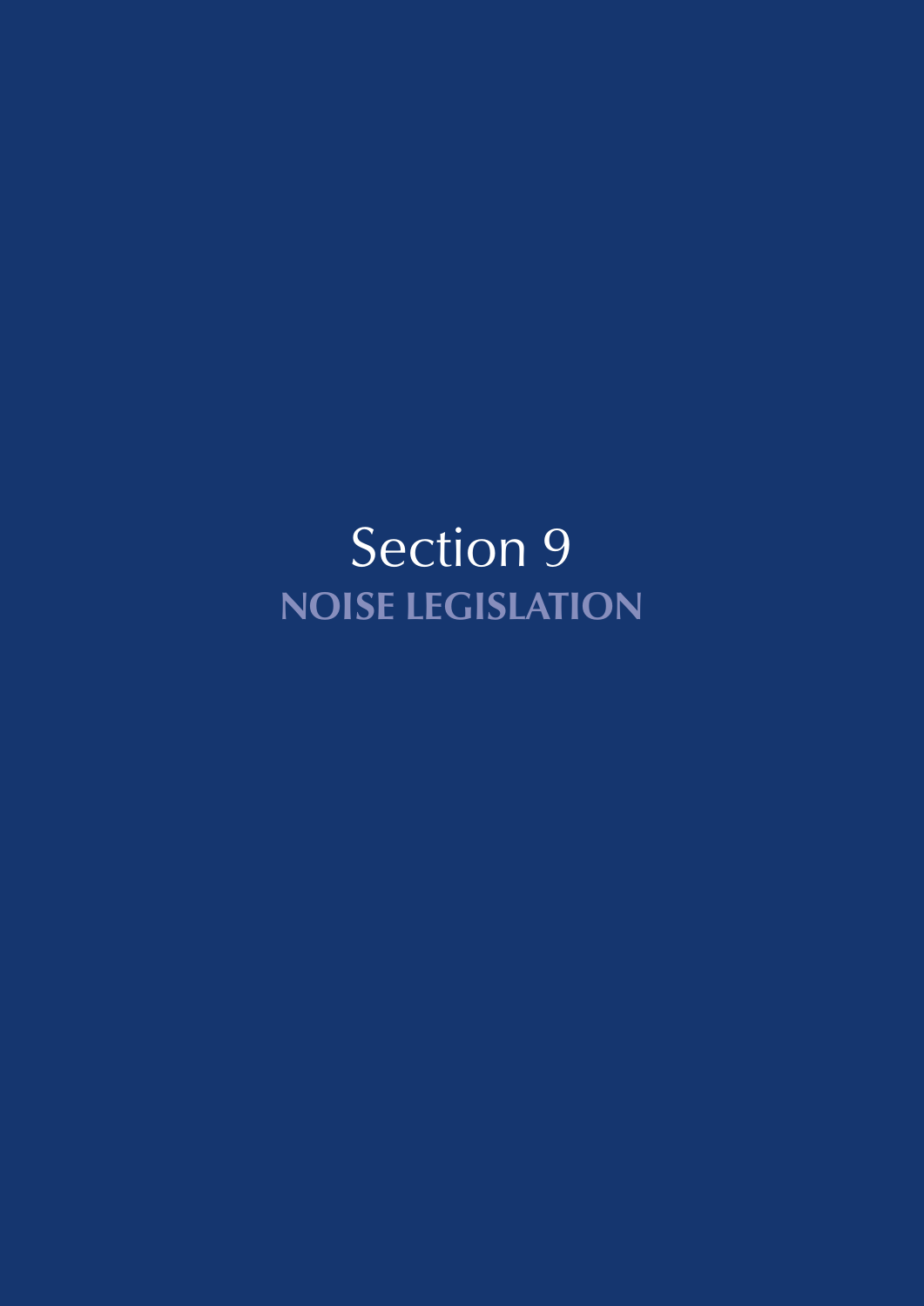# Section 9

## NOISE LEGISLATION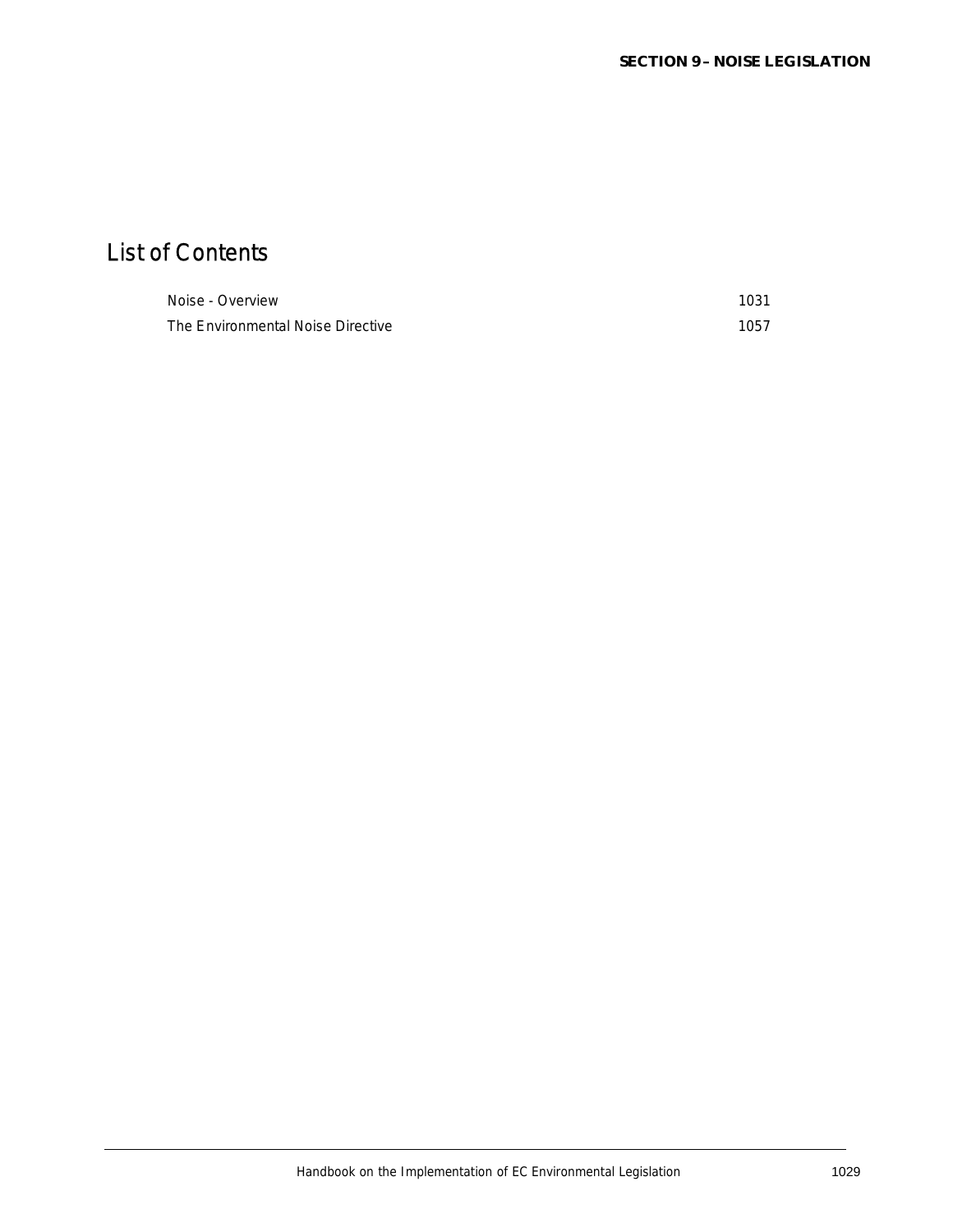# List of Contents

| | |
|---|---|
| Noise - Overview | 1031 |
| The Environmental Noise Directive | 1057 |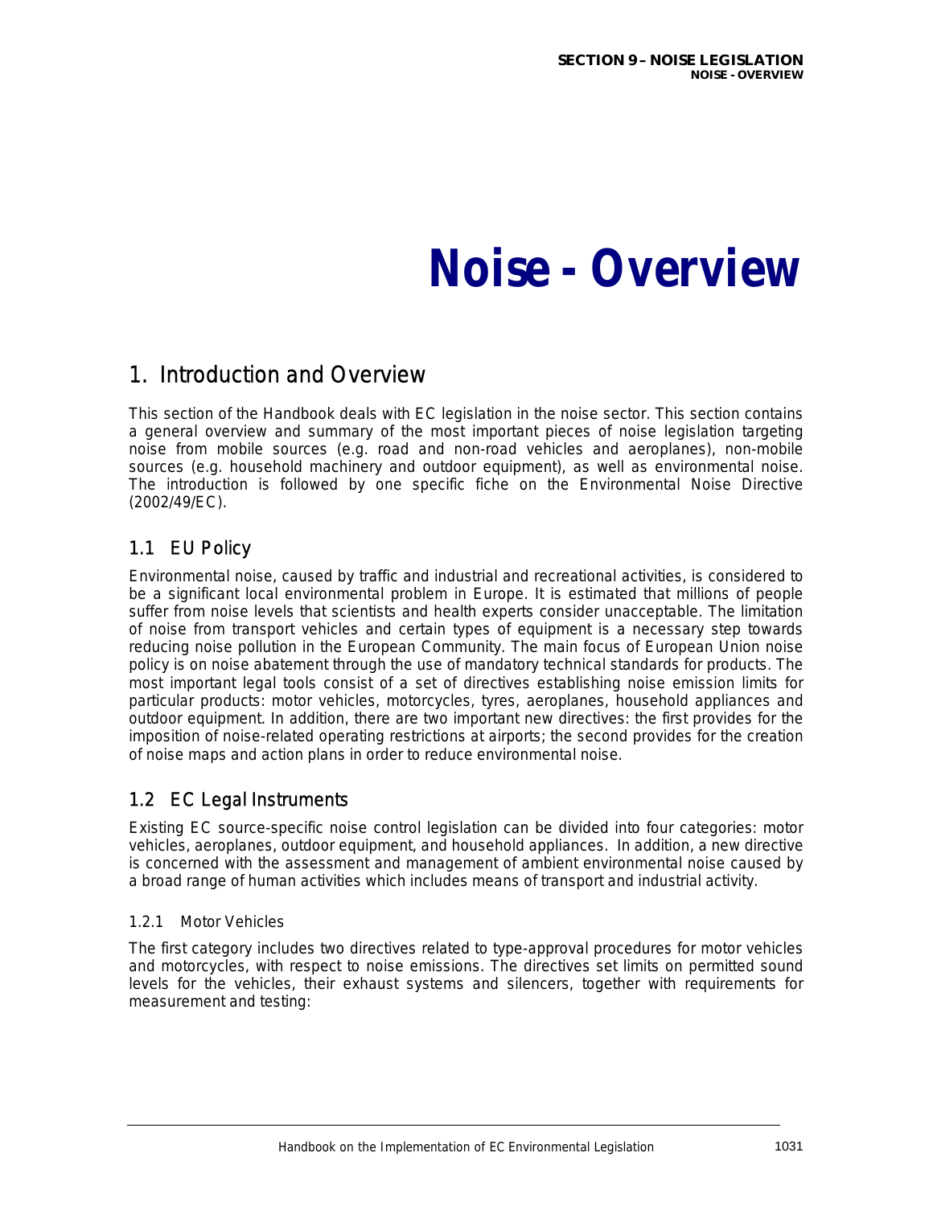# Noise - Overview

## 1. Introduction and Overview

This section of the Handbook deals with EC legislation in the noise sector. This section contains a general overview and summary of the most important pieces of noise legislation targeting noise from mobile sources (e.g. road and non-road vehicles and aeroplanes), non-mobile sources (e.g. household machinery and outdoor equipment), as well as environmental noise. The introduction is followed by one specific fiche on the Environmental Noise Directive (2002/49/EC).

### 1.1 EU Policy

Environmental noise, caused by traffic and industrial and recreational activities, is considered to be a significant local environmental problem in Europe. It is estimated that millions of people suffer from noise levels that scientists and health experts consider unacceptable. The limitation of noise from transport vehicles and certain types of equipment is a necessary step towards reducing noise pollution in the European Community. The main focus of European Union noise policy is on noise abatement through the use of mandatory technical standards for products. The most important legal tools consist of a set of directives establishing noise emission limits for particular products: motor vehicles, motorcycles, tyres, aeroplanes, household appliances and outdoor equipment. In addition, there are two important new directives: the first provides for the imposition of noise-related operating restrictions at airports; the second provides for the creation of noise maps and action plans in order to reduce environmental noise.

### 1.2 EC Legal Instruments

Existing EC source-specific noise control legislation can be divided into four categories: motor vehicles, aeroplanes, outdoor equipment, and household appliances. In addition, a new directive is concerned with the assessment and management of ambient environmental noise caused by a broad range of human activities which includes means of transport and industrial activity.

#### 1.2.1 Motor Vehicles

The first category includes two directives related to type-approval procedures for motor vehicles and motorcycles, with respect to noise emissions. The directives set limits on permitted sound levels for the vehicles, their exhaust systems and silencers, together with requirements for measurement and testing: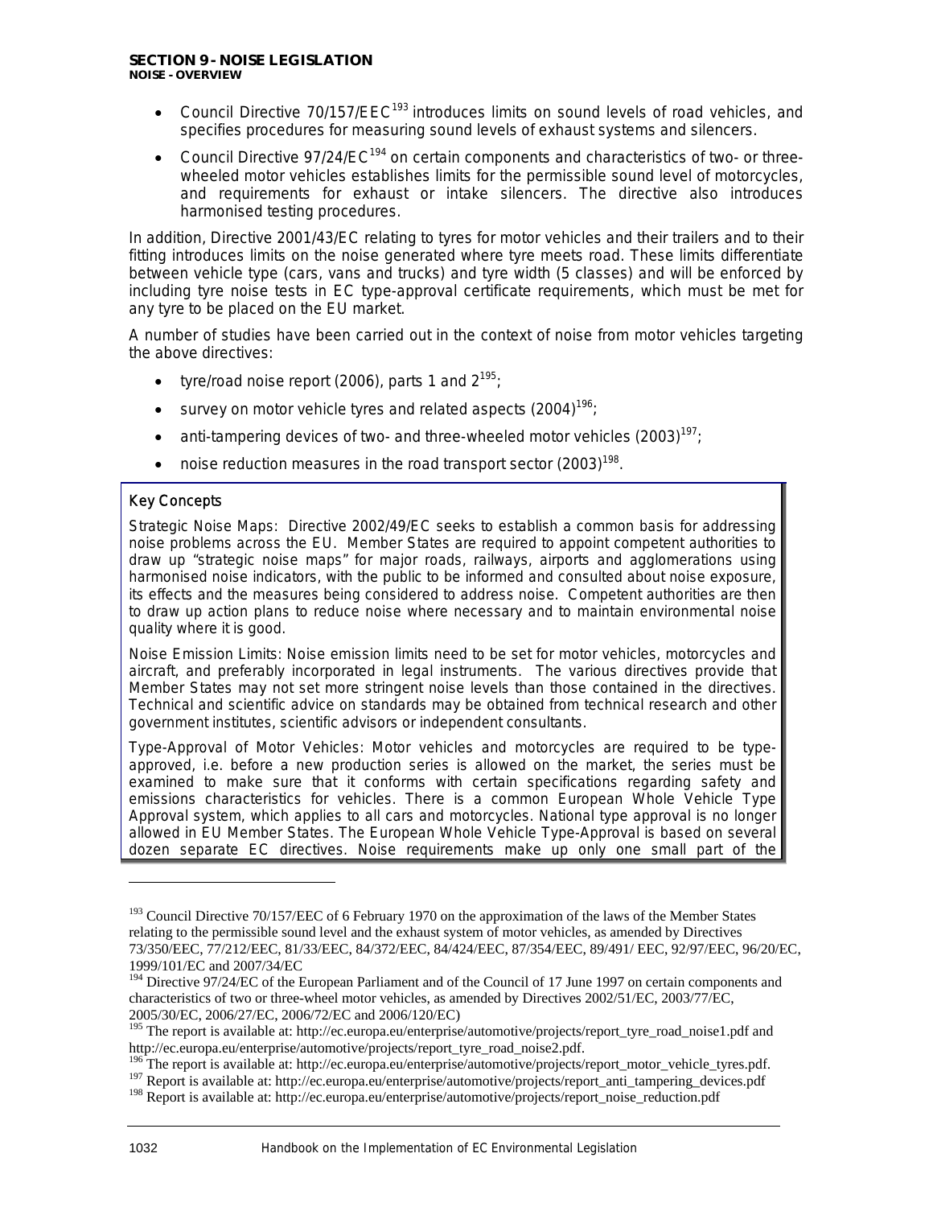- Council Directive 70/157/EEC[193] introduces limits on sound levels of road vehicles, and specifies procedures for measuring sound levels of exhaust systems and silencers.
- Council Directive 97/24/EC[194] on certain components and characteristics of two- or three-wheeled motor vehicles establishes limits for the permissible sound level of motorcycles, and requirements for exhaust or intake silencers. The directive also introduces harmonised testing procedures.

In addition, Directive 2001/43/EC relating to tyres for motor vehicles and their trailers and to their fitting introduces limits on the noise generated where tyre meets road. These limits differentiate between vehicle type (cars, vans and trucks) and tyre width (5 classes) and will be enforced by including tyre noise tests in EC type-approval certificate requirements, which must be met for any tyre to be placed on the EU market.

A number of studies have been carried out in the context of noise from motor vehicles targeting the above directives:

- tyre/road noise report (2006), parts 1 and 2[195];
- survey on motor vehicle tyres and related aspects (2004)[196];
- anti-tampering devices of two- and three-wheeled motor vehicles (2003)[197];
- noise reduction measures in the road transport sector (2003)[198].

> **Key Concepts**
>
> Strategic Noise Maps: Directive 2002/49/EC seeks to establish a common basis for addressing noise problems across the EU. Member States are required to appoint competent authorities to draw up "strategic noise maps" for major roads, railways, airports and agglomerations using harmonised noise indicators, with the public to be informed and consulted about noise exposure, its effects and the measures being considered to address noise. Competent authorities are then to draw up action plans to reduce noise where necessary and to maintain environmental noise quality where it is good.
>
> Noise Emission Limits: Noise emission limits need to be set for motor vehicles, motorcycles and aircraft, and preferably incorporated in legal instruments. The various directives provide that Member States may not set more stringent noise levels than those contained in the directives. Technical and scientific advice on standards may be obtained from technical research and other government institutes, scientific advisors or independent consultants.
>
> Type-Approval of Motor Vehicles: Motor vehicles and motorcycles are required to be type-approved, i.e. before a new production series is allowed on the market, the series must be examined to make sure that it conforms with certain specifications regarding safety and emissions characteristics for vehicles. There is a common European Whole Vehicle Type Approval system, which applies to all cars and motorcycles. National type approval is no longer allowed in EU Member States. The European Whole Vehicle Type-Approval is based on several dozen separate EC directives. Noise requirements make up only one small part of the

---

[193] Council Directive 70/157/EEC of 6 February 1970 on the approximation of the laws of the Member States relating to the permissible sound level and the exhaust system of motor vehicles, as amended by Directives 73/350/EEC, 77/212/EEC, 81/33/EEC, 84/372/EEC, 84/424/EEC, 87/354/EEC, 89/491/ EEC, 92/97/EEC, 96/20/EC, 1999/101/EC and 2007/34/EC

[194] Directive 97/24/EC of the European Parliament and of the Council of 17 June 1997 on certain components and characteristics of two or three-wheel motor vehicles, as amended by Directives 2002/51/EC, 2003/77/EC, 2005/30/EC, 2006/27/EC, 2006/72/EC and 2006/120/EC)

[195] The report is available at: http://ec.europa.eu/enterprise/automotive/projects/report_tyre_road_noise1.pdf and http://ec.europa.eu/enterprise/automotive/projects/report_tyre_road_noise2.pdf.

[196] The report is available at: http://ec.europa.eu/enterprise/automotive/projects/report_motor_vehicle_tyres.pdf.

[197] Report is available at: http://ec.europa.eu/enterprise/automotive/projects/report_anti_tampering_devices.pdf

[198] Report is available at: http://ec.europa.eu/enterprise/automotive/projects/report_noise_reduction.pdf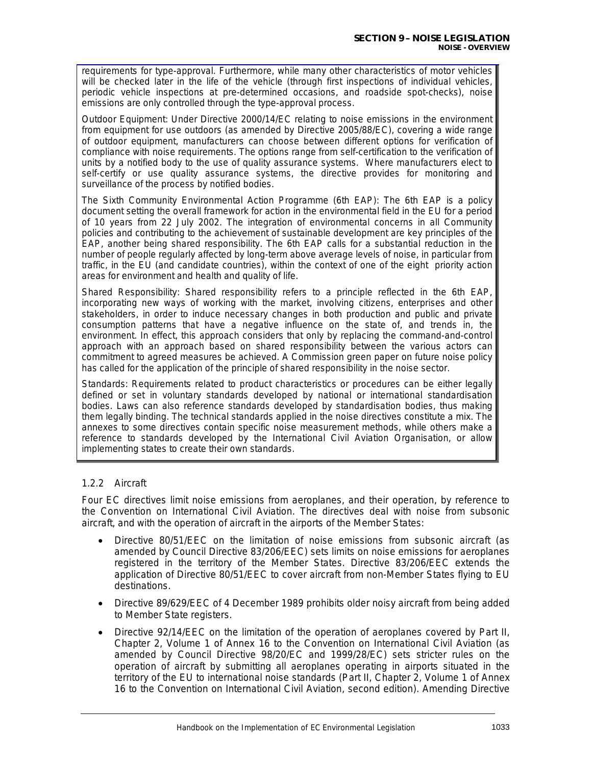requirements for type-approval. Furthermore, while many other characteristics of motor vehicles will be checked later in the life of the vehicle (through first inspections of individual vehicles, periodic vehicle inspections at pre-determined occasions, and roadside spot-checks), noise emissions are only controlled through the type-approval process.

Outdoor Equipment: Under Directive 2000/14/EC relating to noise emissions in the environment from equipment for use outdoors (as amended by Directive 2005/88/EC), covering a wide range of outdoor equipment, manufacturers can choose between different options for verification of compliance with noise requirements. The options range from self-certification to the verification of units by a notified body to the use of quality assurance systems. Where manufacturers elect to self-certify or use quality assurance systems, the directive provides for monitoring and surveillance of the process by notified bodies.

The Sixth Community Environmental Action Programme (6th EAP): The 6th EAP is a policy document setting the overall framework for action in the environmental field in the EU for a period of 10 years from 22 July 2002. The integration of environmental concerns in all Community policies and contributing to the achievement of sustainable development are key principles of the EAP, another being shared responsibility. The 6th EAP calls for a substantial reduction in the number of people regularly affected by long-term above average levels of noise, in particular from traffic, in the EU (and candidate countries), within the context of one of the eight priority action areas for environment and health and quality of life.

Shared Responsibility: Shared responsibility refers to a principle reflected in the 6th EAP, incorporating new ways of working with the market, involving citizens, enterprises and other stakeholders, in order to induce necessary changes in both production and public and private consumption patterns that have a negative influence on the state of, and trends in, the environment. In effect, this approach considers that only by replacing the command-and-control approach with an approach based on shared responsibility between the various actors can commitment to agreed measures be achieved. A Commission green paper on future noise policy has called for the application of the principle of shared responsibility in the noise sector.

Standards: Requirements related to product characteristics or procedures can be either legally defined or set in voluntary standards developed by national or international standardisation bodies. Laws can also reference standards developed by standardisation bodies, thus making them legally binding. The technical standards applied in the noise directives constitute a mix. The annexes to some directives contain specific noise measurement methods, while others make a reference to standards developed by the International Civil Aviation Organisation, or allow implementing states to create their own standards.

### 1.2.2 Aircraft

Four EC directives limit noise emissions from aeroplanes, and their operation, by reference to the Convention on International Civil Aviation. The directives deal with noise from subsonic aircraft, and with the operation of aircraft in the airports of the Member States:

- Directive 80/51/EEC on the limitation of noise emissions from subsonic aircraft (as amended by Council Directive 83/206/EEC) sets limits on noise emissions for aeroplanes registered in the territory of the Member States. Directive 83/206/EEC extends the application of Directive 80/51/EEC to cover aircraft from non-Member States flying to EU destinations.
- Directive 89/629/EEC of 4 December 1989 prohibits older noisy aircraft from being added to Member State registers.
- Directive 92/14/EEC on the limitation of the operation of aeroplanes covered by Part II, Chapter 2, Volume 1 of Annex 16 to the Convention on International Civil Aviation (as amended by Council Directive 98/20/EC and 1999/28/EC) sets stricter rules on the operation of aircraft by submitting all aeroplanes operating in airports situated in the territory of the EU to international noise standards (Part II, Chapter 2, Volume 1 of Annex 16 to the Convention on International Civil Aviation, second edition). Amending Directive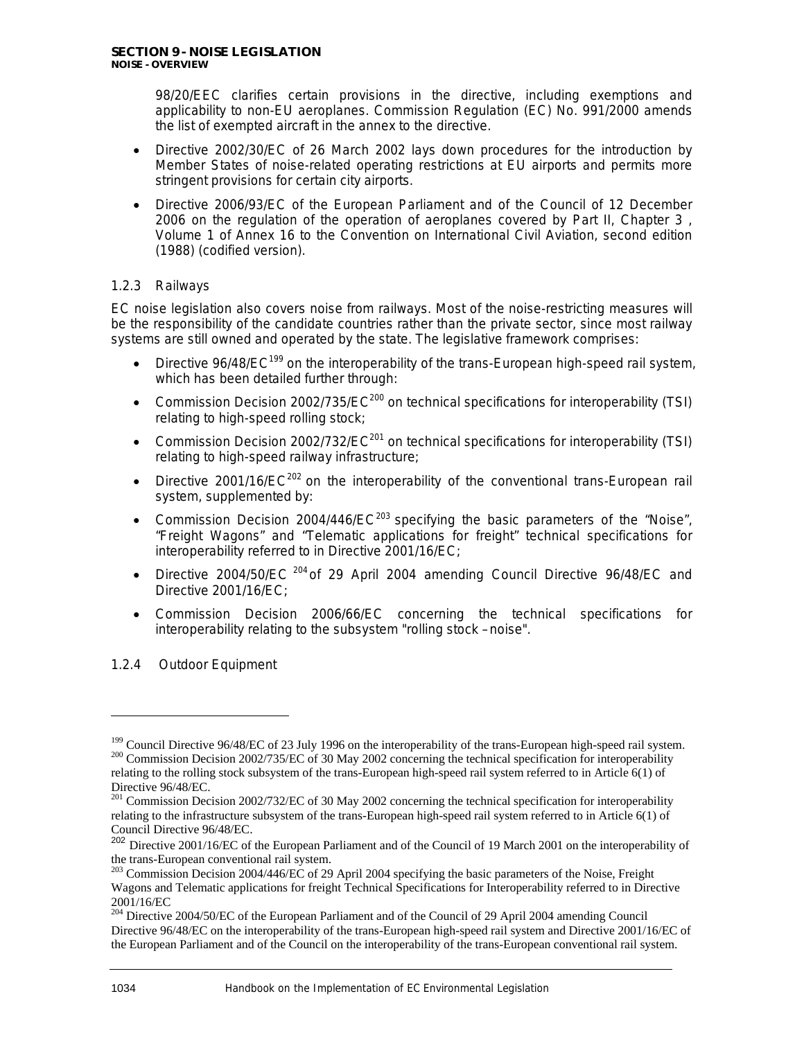98/20/EEC clarifies certain provisions in the directive, including exemptions and applicability to non-EU aeroplanes. Commission Regulation (EC) No. 991/2000 amends the list of exempted aircraft in the annex to the directive.

- Directive 2002/30/EC of 26 March 2002 lays down procedures for the introduction by Member States of noise-related operating restrictions at EU airports and permits more stringent provisions for certain city airports.
- Directive 2006/93/EC of the European Parliament and of the Council of 12 December 2006 on the regulation of the operation of aeroplanes covered by Part II, Chapter 3 , Volume 1 of Annex 16 to the Convention on International Civil Aviation, second edition (1988) (codified version).

### 1.2.3 Railways

EC noise legislation also covers noise from railways. Most of the noise-restricting measures will be the responsibility of the candidate countries rather than the private sector, since most railway systems are still owned and operated by the state. The legislative framework comprises:

- Directive 96/48/EC[199] on the interoperability of the trans-European high-speed rail system, which has been detailed further through:
- Commission Decision 2002/735/EC[200] on technical specifications for interoperability (TSI) relating to high-speed rolling stock;
- Commission Decision 2002/732/EC[201] on technical specifications for interoperability (TSI) relating to high-speed railway infrastructure;
- Directive 2001/16/EC[202] on the interoperability of the conventional trans-European rail system, supplemented by:
- Commission Decision 2004/446/EC[203] specifying the basic parameters of the "Noise", "Freight Wagons" and "Telematic applications for freight" technical specifications for interoperability referred to in Directive 2001/16/EC;
- Directive 2004/50/EC [204] of 29 April 2004 amending Council Directive 96/48/EC and Directive 2001/16/EC;
- Commission Decision 2006/66/EC concerning the technical specifications for interoperability relating to the subsystem "rolling stock – noise".

### 1.2.4 Outdoor Equipment

---

[199] Council Directive 96/48/EC of 23 July 1996 on the interoperability of the trans-European high-speed rail system.

[200] Commission Decision 2002/735/EC of 30 May 2002 concerning the technical specification for interoperability relating to the rolling stock subsystem of the trans-European high-speed rail system referred to in Article 6(1) of Directive 96/48/EC.

[201] Commission Decision 2002/732/EC of 30 May 2002 concerning the technical specification for interoperability relating to the infrastructure subsystem of the trans-European high-speed rail system referred to in Article 6(1) of Council Directive 96/48/EC.

[202] Directive 2001/16/EC of the European Parliament and of the Council of 19 March 2001 on the interoperability of the trans-European conventional rail system.

[203] Commission Decision 2004/446/EC of 29 April 2004 specifying the basic parameters of the Noise, Freight Wagons and Telematic applications for freight Technical Specifications for Interoperability referred to in Directive 2001/16/EC

[204] Directive 2004/50/EC of the European Parliament and of the Council of 29 April 2004 amending Council Directive 96/48/EC on the interoperability of the trans-European high-speed rail system and Directive 2001/16/EC of the European Parliament and of the Council on the interoperability of the trans-European conventional rail system.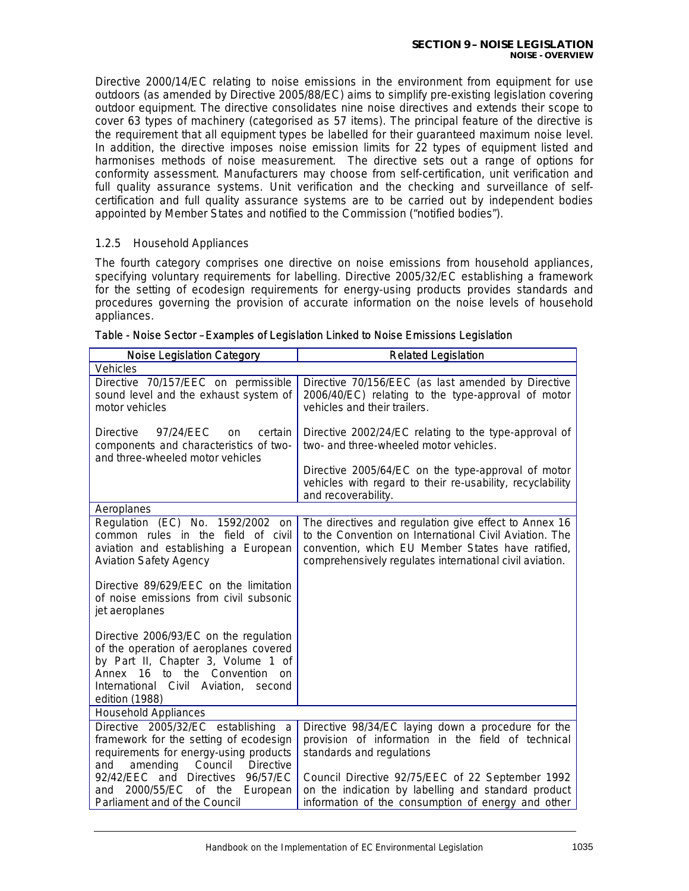Directive 2000/14/EC relating to noise emissions in the environment from equipment for use outdoors (as amended by Directive 2005/88/EC) aims to simplify pre-existing legislation covering outdoor equipment. The directive consolidates nine noise directives and extends their scope to cover 63 types of machinery (categorised as 57 items). The principal feature of the directive is the requirement that all equipment types be labelled for their guaranteed maximum noise level. In addition, the directive imposes noise emission limits for 22 types of equipment listed and harmonises methods of noise measurement. The directive sets out a range of options for conformity assessment. Manufacturers may choose from self-certification, unit verification and full quality assurance systems. Unit verification and the checking and surveillance of self-certification and full quality assurance systems are to be carried out by independent bodies appointed by Member States and notified to the Commission ("notified bodies").

### 1.2.5 Household Appliances

The fourth category comprises one directive on noise emissions from household appliances, specifying voluntary requirements for labelling. Directive 2005/32/EC establishing a framework for the setting of ecodesign requirements for energy-using products provides standards and procedures governing the provision of accurate information on the noise levels of household appliances.

Table - Noise Sector – Examples of Legislation Linked to Noise Emissions Legislation

| Noise Legislation Category | Related Legislation |
|---|---|
| Vehicles | |
| Directive 70/157/EEC on permissible sound level and the exhaust system of motor vehicles<br><br>Directive 97/24/EEC on certain components and characteristics of two- and three-wheeled motor vehicles | Directive 70/156/EEC (as last amended by Directive 2006/40/EC) relating to the type-approval of motor vehicles and their trailers.<br><br>Directive 2002/24/EC relating to the type-approval of two- and three-wheeled motor vehicles.<br><br>Directive 2005/64/EC on the type-approval of motor vehicles with regard to their re-usability, recyclability and recoverability. |
| Aeroplanes | |
| Regulation (EC) No. 1592/2002 on common rules in the field of civil aviation and establishing a European Aviation Safety Agency<br><br>Directive 89/629/EEC on the limitation of noise emissions from civil subsonic jet aeroplanes<br><br>Directive 2006/93/EC on the regulation of the operation of aeroplanes covered by Part II, Chapter 3, Volume 1 of Annex 16 to the Convention on International Civil Aviation, second edition (1988) | The directives and regulation give effect to Annex 16 to the Convention on International Civil Aviation. The convention, which EU Member States have ratified, comprehensively regulates international civil aviation. |
| Household Appliances | |
| Directive 2005/32/EC establishing a framework for the setting of ecodesign requirements for energy-using products and amending Council Directive 92/42/EEC and Directives 96/57/EC and 2000/55/EC of the European Parliament and of the Council | Directive 98/34/EC laying down a procedure for the provision of information in the field of technical standards and regulations<br><br>Council Directive 92/75/EEC of 22 September 1992 on the indication by labelling and standard product information of the consumption of energy and other |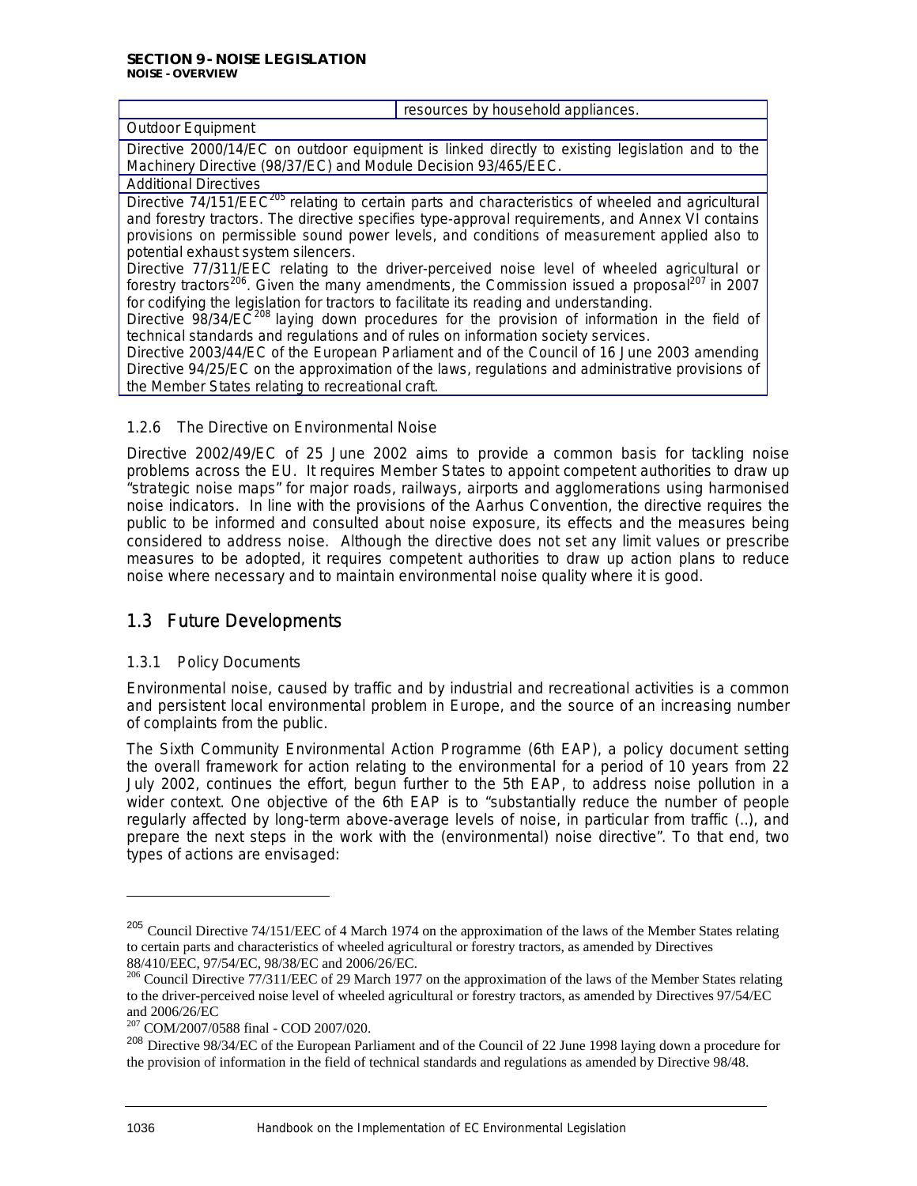| | resources by household appliances. |
|---|---|
| Outdoor Equipment | |
| Directive 2000/14/EC on outdoor equipment is linked directly to existing legislation and to the Machinery Directive (98/37/EC) and Module Decision 93/465/EEC. | |
| Additional Directives | |
| Directive 74/151/EEC[205] relating to certain parts and characteristics of wheeled and agricultural and forestry tractors. The directive specifies type-approval requirements, and Annex VI contains provisions on permissible sound power levels, and conditions of measurement applied also to potential exhaust system silencers. Directive 77/311/EEC relating to the driver-perceived noise level of wheeled agricultural or forestry tractors[206]. Given the many amendments, the Commission issued a proposal[207] in 2007 for codifying the legislation for tractors to facilitate its reading and understanding. Directive 98/34/EC[208] laying down procedures for the provision of information in the field of technical standards and regulations and of rules on information society services. Directive 2003/44/EC of the European Parliament and of the Council of 16 June 2003 amending Directive 94/25/EC on the approximation of the laws, regulations and administrative provisions of the Member States relating to recreational craft. | |

### 1.2.6 The Directive on Environmental Noise

Directive 2002/49/EC of 25 June 2002 aims to provide a common basis for tackling noise problems across the EU. It requires Member States to appoint competent authorities to draw up "strategic noise maps" for major roads, railways, airports and agglomerations using harmonised noise indicators. In line with the provisions of the Aarhus Convention, the directive requires the public to be informed and consulted about noise exposure, its effects and the measures being considered to address noise. Although the directive does not set any limit values or prescribe measures to be adopted, it requires competent authorities to draw up action plans to reduce noise where necessary and to maintain environmental noise quality where it is good.

## 1.3 Future Developments

### 1.3.1 Policy Documents

Environmental noise, caused by traffic and by industrial and recreational activities is a common and persistent local environmental problem in Europe, and the source of an increasing number of complaints from the public.

The Sixth Community Environmental Action Programme (6th EAP), a policy document setting the overall framework for action relating to the environmental for a period of 10 years from 22 July 2002, continues the effort, begun further to the 5th EAP, to address noise pollution in a wider context. One objective of the 6th EAP is to "substantially reduce the number of people regularly affected by long-term above-average levels of noise, in particular from traffic (..), and prepare the next steps in the work with the (environmental) noise directive". To that end, two types of actions are envisaged:

---

[205] Council Directive 74/151/EEC of 4 March 1974 on the approximation of the laws of the Member States relating to certain parts and characteristics of wheeled agricultural or forestry tractors, as amended by Directives 88/410/EEC, 97/54/EC, 98/38/EC and 2006/26/EC.

[206] Council Directive 77/311/EEC of 29 March 1977 on the approximation of the laws of the Member States relating to the driver-perceived noise level of wheeled agricultural or forestry tractors, as amended by Directives 97/54/EC and 2006/26/EC

[207] COM/2007/0588 final - COD 2007/020.

[208] Directive 98/34/EC of the European Parliament and of the Council of 22 June 1998 laying down a procedure for the provision of information in the field of technical standards and regulations as amended by Directive 98/48.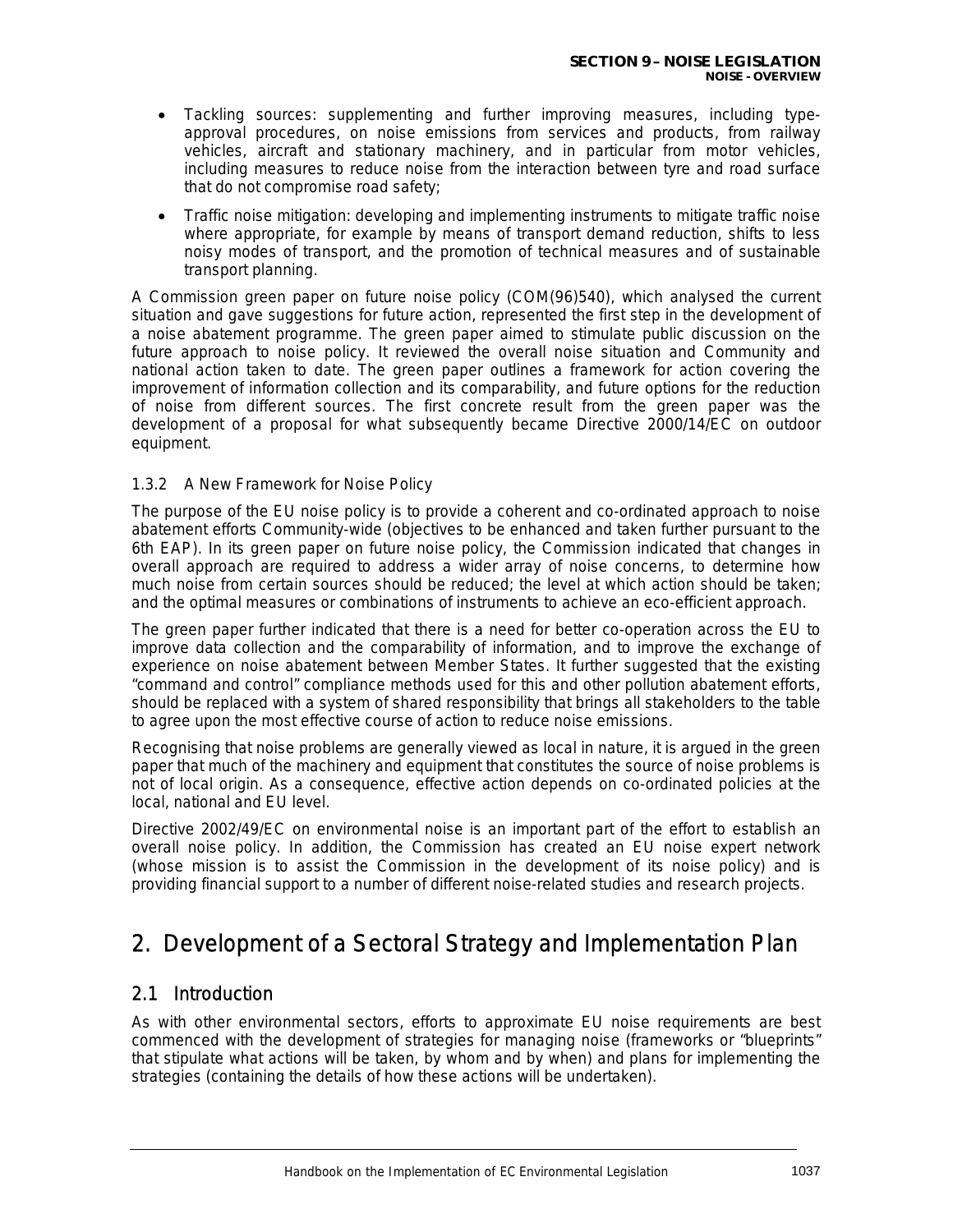- Tackling sources: supplementing and further improving measures, including type-approval procedures, on noise emissions from services and products, from railway vehicles, aircraft and stationary machinery, and in particular from motor vehicles, including measures to reduce noise from the interaction between tyre and road surface that do not compromise road safety;
- Traffic noise mitigation: developing and implementing instruments to mitigate traffic noise where appropriate, for example by means of transport demand reduction, shifts to less noisy modes of transport, and the promotion of technical measures and of sustainable transport planning.

A Commission green paper on future noise policy (COM(96)540), which analysed the current situation and gave suggestions for future action, represented the first step in the development of a noise abatement programme. The green paper aimed to stimulate public discussion on the future approach to noise policy. It reviewed the overall noise situation and Community and national action taken to date. The green paper outlines a framework for action covering the improvement of information collection and its comparability, and future options for the reduction of noise from different sources. The first concrete result from the green paper was the development of a proposal for what subsequently became Directive 2000/14/EC on outdoor equipment.

### 1.3.2 A New Framework for Noise Policy

The purpose of the EU noise policy is to provide a coherent and co-ordinated approach to noise abatement efforts Community-wide (objectives to be enhanced and taken further pursuant to the 6th EAP). In its green paper on future noise policy, the Commission indicated that changes in overall approach are required to address a wider array of noise concerns, to determine how much noise from certain sources should be reduced; the level at which action should be taken; and the optimal measures or combinations of instruments to achieve an eco-efficient approach.

The green paper further indicated that there is a need for better co-operation across the EU to improve data collection and the comparability of information, and to improve the exchange of experience on noise abatement between Member States. It further suggested that the existing "command and control" compliance methods used for this and other pollution abatement efforts, should be replaced with a system of shared responsibility that brings all stakeholders to the table to agree upon the most effective course of action to reduce noise emissions.

Recognising that noise problems are generally viewed as local in nature, it is argued in the green paper that much of the machinery and equipment that constitutes the source of noise problems is not of local origin. As a consequence, effective action depends on co-ordinated policies at the local, national and EU level.

Directive 2002/49/EC on environmental noise is an important part of the effort to establish an overall noise policy. In addition, the Commission has created an EU noise expert network (whose mission is to assist the Commission in the development of its noise policy) and is providing financial support to a number of different noise-related studies and research projects.

# 2. Development of a Sectoral Strategy and Implementation Plan

## 2.1 Introduction

As with other environmental sectors, efforts to approximate EU noise requirements are best commenced with the development of strategies for managing noise (frameworks or "blueprints" that stipulate what actions will be taken, by whom and by when) and plans for implementing the strategies (containing the details of how these actions will be undertaken).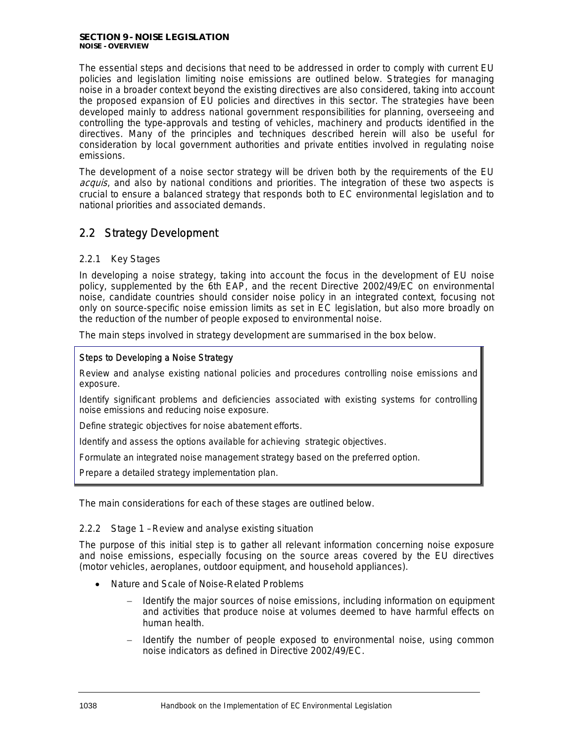The essential steps and decisions that need to be addressed in order to comply with current EU policies and legislation limiting noise emissions are outlined below. Strategies for managing noise in a broader context beyond the existing directives are also considered, taking into account the proposed expansion of EU policies and directives in this sector. The strategies have been developed mainly to address national government responsibilities for planning, overseeing and controlling the type-approvals and testing of vehicles, machinery and products identified in the directives. Many of the principles and techniques described herein will also be useful for consideration by local government authorities and private entities involved in regulating noise emissions.

The development of a noise sector strategy will be driven both by the requirements of the EU *acquis*, and also by national conditions and priorities. The integration of these two aspects is crucial to ensure a balanced strategy that responds both to EC environmental legislation and to national priorities and associated demands.

## 2.2 Strategy Development

### 2.2.1 Key Stages

In developing a noise strategy, taking into account the focus in the development of EU noise policy, supplemented by the 6th EAP, and the recent Directive 2002/49/EC on environmental noise, candidate countries should consider noise policy in an integrated context, focusing not only on source-specific noise emission limits as set in EC legislation, but also more broadly on the reduction of the number of people exposed to environmental noise.

The main steps involved in strategy development are summarised in the box below.

**Steps to Developing a Noise Strategy**

Review and analyse existing national policies and procedures controlling noise emissions and exposure.

Identify significant problems and deficiencies associated with existing systems for controlling noise emissions and reducing noise exposure.

Define strategic objectives for noise abatement efforts.

Identify and assess the options available for achieving strategic objectives.

Formulate an integrated noise management strategy based on the preferred option.

Prepare a detailed strategy implementation plan.

The main considerations for each of these stages are outlined below.

### 2.2.2 Stage 1 – Review and analyse existing situation

The purpose of this initial step is to gather all relevant information concerning noise exposure and noise emissions, especially focusing on the source areas covered by the EU directives (motor vehicles, aeroplanes, outdoor equipment, and household appliances).

- Nature and Scale of Noise-Related Problems
  - Identify the major sources of noise emissions, including information on equipment and activities that produce noise at volumes deemed to have harmful effects on human health.
  - Identify the number of people exposed to environmental noise, using common noise indicators as defined in Directive 2002/49/EC.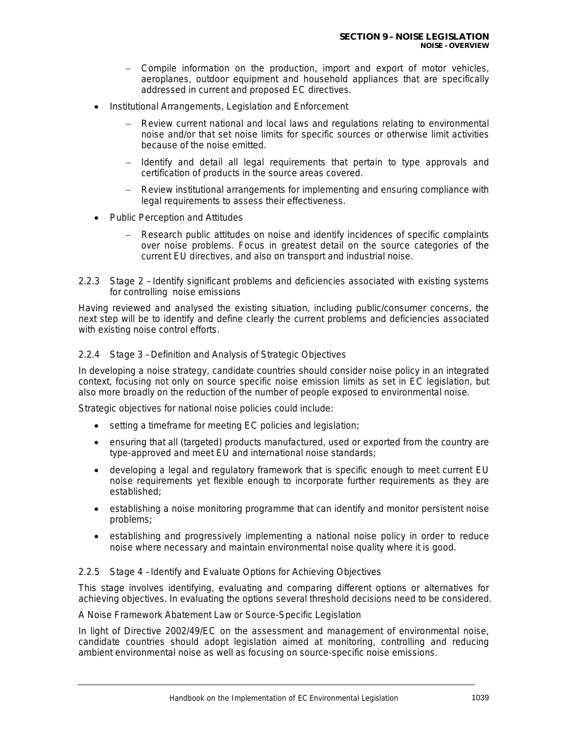- Compile information on the production, import and export of motor vehicles, aeroplanes, outdoor equipment and household appliances that are specifically addressed in current and proposed EC directives.

- Institutional Arrangements, Legislation and Enforcement
  - Review current national and local laws and regulations relating to environmental noise and/or that set noise limits for specific sources or otherwise limit activities because of the noise emitted.
  - Identify and detail all legal requirements that pertain to type approvals and certification of products in the source areas covered.
  - Review institutional arrangements for implementing and ensuring compliance with legal requirements to assess their effectiveness.

- Public Perception and Attitudes
  - Research public attitudes on noise and identify incidences of specific complaints over noise problems. Focus in greatest detail on the source categories of the current EU directives, and also on transport and industrial noise.

### 2.2.3 Stage 2 – Identify significant problems and deficiencies associated with existing systems for controlling noise emissions

Having reviewed and analysed the existing situation, including public/consumer concerns, the next step will be to identify and define clearly the current problems and deficiencies associated with existing noise control efforts.

### 2.2.4 Stage 3 – Definition and Analysis of Strategic Objectives

In developing a noise strategy, candidate countries should consider noise policy in an integrated context, focusing not only on source specific noise emission limits as set in EC legislation, but also more broadly on the reduction of the number of people exposed to environmental noise.

Strategic objectives for national noise policies could include:

- setting a timeframe for meeting EC policies and legislation;
- ensuring that all (targeted) products manufactured, used or exported from the country are type-approved and meet EU and international noise standards;
- developing a legal and regulatory framework that is specific enough to meet current EU noise requirements yet flexible enough to incorporate further requirements as they are established;
- establishing a noise monitoring programme that can identify and monitor persistent noise problems;
- establishing and progressively implementing a national noise policy in order to reduce noise where necessary and maintain environmental noise quality where it is good.

### 2.2.5 Stage 4 – Identify and Evaluate Options for Achieving Objectives

This stage involves identifying, evaluating and comparing different options or alternatives for achieving objectives. In evaluating the options several threshold decisions need to be considered.

*A Noise Framework Abatement Law or Source-Specific Legislation*

In light of Directive 2002/49/EC on the assessment and management of environmental noise, candidate countries should adopt legislation aimed at monitoring, controlling and reducing ambient environmental noise as well as focusing on source-specific noise emissions.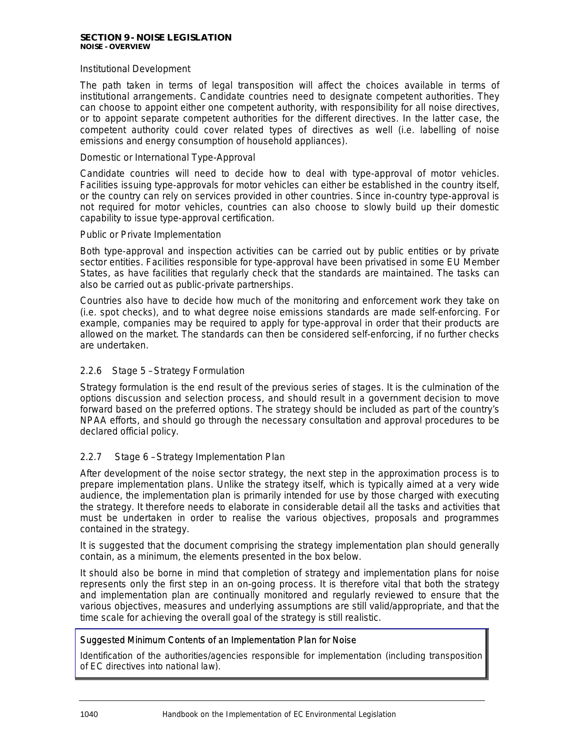Institutional Development

The path taken in terms of legal transposition will affect the choices available in terms of institutional arrangements. Candidate countries need to designate competent authorities. They can choose to appoint either one competent authority, with responsibility for all noise directives, or to appoint separate competent authorities for the different directives. In the latter case, the competent authority could cover related types of directives as well (i.e. labelling of noise emissions and energy consumption of household appliances).

Domestic or International Type-Approval

Candidate countries will need to decide how to deal with type-approval of motor vehicles. Facilities issuing type-approvals for motor vehicles can either be established in the country itself, or the country can rely on services provided in other countries. Since in-country type-approval is not required for motor vehicles, countries can also choose to slowly build up their domestic capability to issue type-approval certification.

Public or Private Implementation

Both type-approval and inspection activities can be carried out by public entities or by private sector entities. Facilities responsible for type-approval have been privatised in some EU Member States, as have facilities that regularly check that the standards are maintained. The tasks can also be carried out as public-private partnerships.

Countries also have to decide how much of the monitoring and enforcement work they take on (i.e. spot checks), and to what degree noise emissions standards are made self-enforcing. For example, companies may be required to apply for type-approval in order that their products are allowed on the market. The standards can then be considered self-enforcing, if no further checks are undertaken.

### 2.2.6 Stage 5 – Strategy Formulation

Strategy formulation is the end result of the previous series of stages. It is the culmination of the options discussion and selection process, and should result in a government decision to move forward based on the preferred options. The strategy should be included as part of the country's NPAA efforts, and should go through the necessary consultation and approval procedures to be declared official policy.

### 2.2.7 Stage 6 – Strategy Implementation Plan

After development of the noise sector strategy, the next step in the approximation process is to prepare implementation plans. Unlike the strategy itself, which is typically aimed at a very wide audience, the implementation plan is primarily intended for use by those charged with executing the strategy. It therefore needs to elaborate in considerable detail all the tasks and activities that must be undertaken in order to realise the various objectives, proposals and programmes contained in the strategy.

It is suggested that the document comprising the strategy implementation plan should generally contain, as a minimum, the elements presented in the box below.

It should also be borne in mind that completion of strategy and implementation plans for noise represents only the first step in an on-going process. It is therefore vital that both the strategy and implementation plan are continually monitored and regularly reviewed to ensure that the various objectives, measures and underlying assumptions are still valid/appropriate, and that the time scale for achieving the overall goal of the strategy is still realistic.

Suggested Minimum Contents of an Implementation Plan for Noise

Identification of the authorities/agencies responsible for implementation (including transposition of EC directives into national law).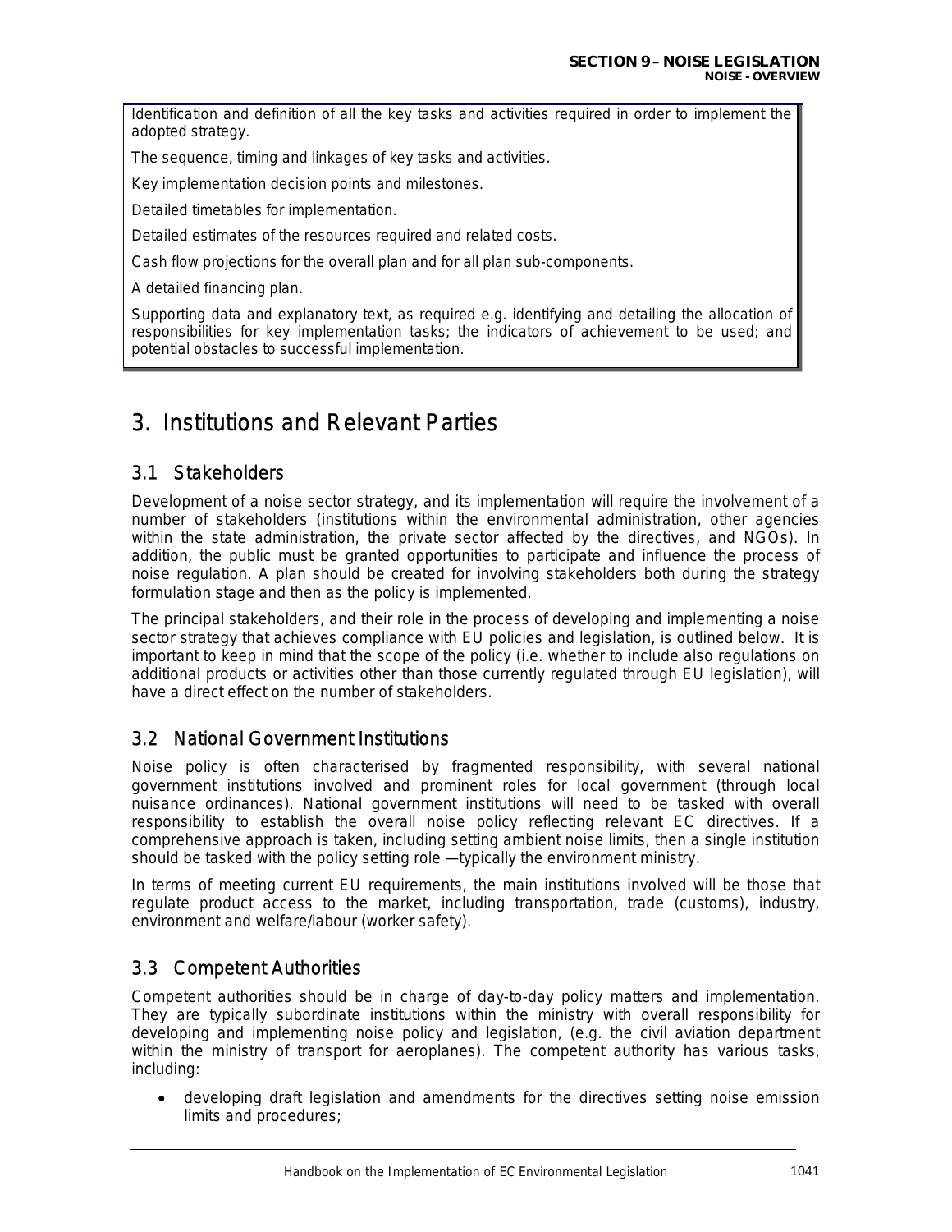Identification and definition of all the key tasks and activities required in order to implement the adopted strategy.

The sequence, timing and linkages of key tasks and activities.

Key implementation decision points and milestones.

Detailed timetables for implementation.

Detailed estimates of the resources required and related costs.

Cash flow projections for the overall plan and for all plan sub-components.

A detailed financing plan.

Supporting data and explanatory text, as required e.g. identifying and detailing the allocation of responsibilities for key implementation tasks; the indicators of achievement to be used; and potential obstacles to successful implementation.

# 3. Institutions and Relevant Parties

## 3.1 Stakeholders

Development of a noise sector strategy, and its implementation will require the involvement of a number of stakeholders (institutions within the environmental administration, other agencies within the state administration, the private sector affected by the directives, and NGOs). In addition, the public must be granted opportunities to participate and influence the process of noise regulation. A plan should be created for involving stakeholders both during the strategy formulation stage and then as the policy is implemented.

The principal stakeholders, and their role in the process of developing and implementing a noise sector strategy that achieves compliance with EU policies and legislation, is outlined below. It is important to keep in mind that the scope of the policy (i.e. whether to include also regulations on additional products or activities other than those currently regulated through EU legislation), will have a direct effect on the number of stakeholders.

## 3.2 National Government Institutions

Noise policy is often characterised by fragmented responsibility, with several national government institutions involved and prominent roles for local government (through local nuisance ordinances). National government institutions will need to be tasked with overall responsibility to establish the overall noise policy reflecting relevant EC directives. If a comprehensive approach is taken, including setting ambient noise limits, then a single institution should be tasked with the policy setting role —typically the environment ministry.

In terms of meeting current EU requirements, the main institutions involved will be those that regulate product access to the market, including transportation, trade (customs), industry, environment and welfare/labour (worker safety).

## 3.3 Competent Authorities

Competent authorities should be in charge of day-to-day policy matters and implementation. They are typically subordinate institutions within the ministry with overall responsibility for developing and implementing noise policy and legislation, (e.g. the civil aviation department within the ministry of transport for aeroplanes). The competent authority has various tasks, including:

- developing draft legislation and amendments for the directives setting noise emission limits and procedures;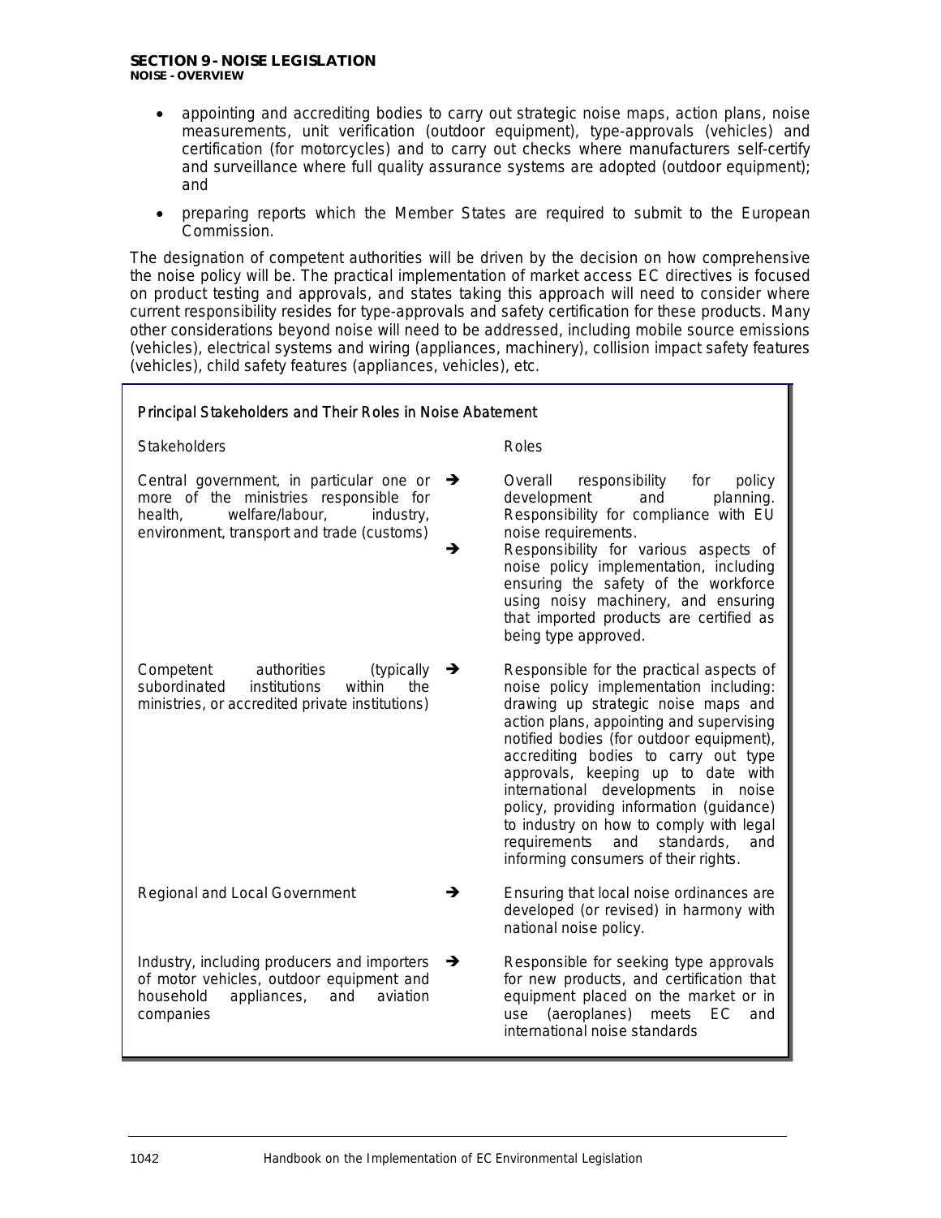- appointing and accrediting bodies to carry out strategic noise maps, action plans, noise measurements, unit verification (outdoor equipment), type-approvals (vehicles) and certification (for motorcycles) and to carry out checks where manufacturers self-certify and surveillance where full quality assurance systems are adopted (outdoor equipment); and
- preparing reports which the Member States are required to submit to the European Commission.

The designation of competent authorities will be driven by the decision on how comprehensive the noise policy will be. The practical implementation of market access EC directives is focused on product testing and approvals, and states taking this approach will need to consider where current responsibility resides for type-approvals and safety certification for these products. Many other considerations beyond noise will need to be addressed, including mobile source emissions (vehicles), electrical systems and wiring (appliances, machinery), collision impact safety features (vehicles), child safety features (appliances, vehicles), etc.

*Principal Stakeholders and Their Roles in Noise Abatement*

| Stakeholders | | Roles |
|---|---|---|
| Central government, in particular one or more of the ministries responsible for health, welfare/labour, industry, environment, transport and trade (customs) | ➔ | Overall responsibility for policy development and planning. Responsibility for compliance with EU noise requirements. |
| | ➔ | Responsibility for various aspects of noise policy implementation, including ensuring the safety of the workforce using noisy machinery, and ensuring that imported products are certified as being type approved. |
| Competent authorities (typically subordinated institutions within the ministries, or accredited private institutions) | ➔ | Responsible for the practical aspects of noise policy implementation including: drawing up strategic noise maps and action plans, appointing and supervising notified bodies (for outdoor equipment), accrediting bodies to carry out type approvals, keeping up to date with international developments in noise policy, providing information (guidance) to industry on how to comply with legal requirements and standards, and informing consumers of their rights. |
| Regional and Local Government | ➔ | Ensuring that local noise ordinances are developed (or revised) in harmony with national noise policy. |
| Industry, including producers and importers of motor vehicles, outdoor equipment and household appliances, and aviation companies | ➔ | Responsible for seeking type approvals for new products, and certification that equipment placed on the market or in use (aeroplanes) meets EC and international noise standards |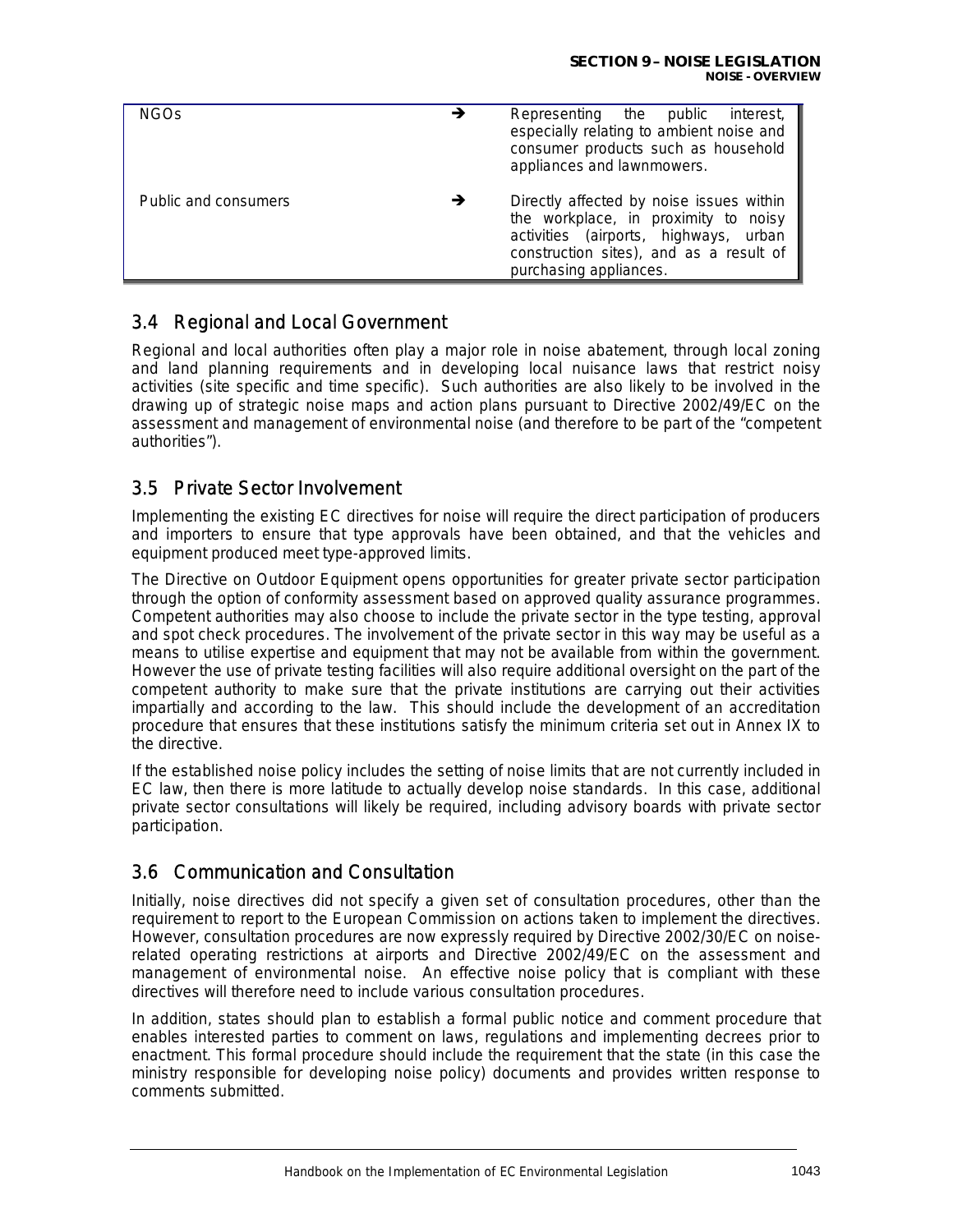| | | |
|---|---|---|
| NGOs | → | Representing the public interest, especially relating to ambient noise and consumer products such as household appliances and lawnmowers. |
| Public and consumers | → | Directly affected by noise issues within the workplace, in proximity to noisy activities (airports, highways, urban construction sites), and as a result of purchasing appliances. |

## 3.4 Regional and Local Government

Regional and local authorities often play a major role in noise abatement, through local zoning and land planning requirements and in developing local nuisance laws that restrict noisy activities (site specific and time specific). Such authorities are also likely to be involved in the drawing up of strategic noise maps and action plans pursuant to Directive 2002/49/EC on the assessment and management of environmental noise (and therefore to be part of the "competent authorities").

## 3.5 Private Sector Involvement

Implementing the existing EC directives for noise will require the direct participation of producers and importers to ensure that type approvals have been obtained, and that the vehicles and equipment produced meet type-approved limits.

The Directive on Outdoor Equipment opens opportunities for greater private sector participation through the option of conformity assessment based on approved quality assurance programmes. Competent authorities may also choose to include the private sector in the type testing, approval and spot check procedures. The involvement of the private sector in this way may be useful as a means to utilise expertise and equipment that may not be available from within the government. However the use of private testing facilities will also require additional oversight on the part of the competent authority to make sure that the private institutions are carrying out their activities impartially and according to the law. This should include the development of an accreditation procedure that ensures that these institutions satisfy the minimum criteria set out in Annex IX to the directive.

If the established noise policy includes the setting of noise limits that are not currently included in EC law, then there is more latitude to actually develop noise standards. In this case, additional private sector consultations will likely be required, including advisory boards with private sector participation.

## 3.6 Communication and Consultation

Initially, noise directives did not specify a given set of consultation procedures, other than the requirement to report to the European Commission on actions taken to implement the directives. However, consultation procedures are now expressly required by Directive 2002/30/EC on noise-related operating restrictions at airports and Directive 2002/49/EC on the assessment and management of environmental noise. An effective noise policy that is compliant with these directives will therefore need to include various consultation procedures.

In addition, states should plan to establish a formal public notice and comment procedure that enables interested parties to comment on laws, regulations and implementing decrees prior to enactment. This formal procedure should include the requirement that the state (in this case the ministry responsible for developing noise policy) documents and provides written response to comments submitted.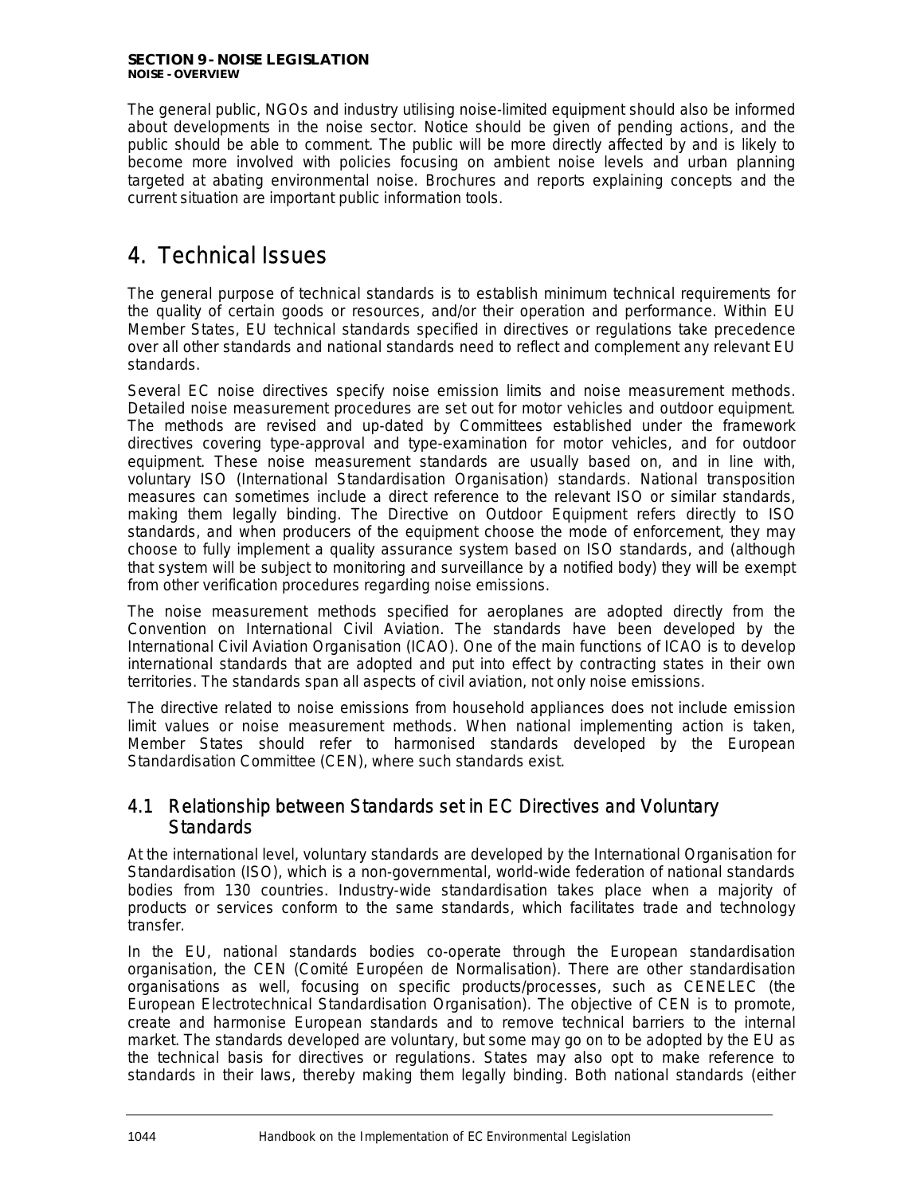The general public, NGOs and industry utilising noise-limited equipment should also be informed about developments in the noise sector. Notice should be given of pending actions, and the public should be able to comment. The public will be more directly affected by and is likely to become more involved with policies focusing on ambient noise levels and urban planning targeted at abating environmental noise. Brochures and reports explaining concepts and the current situation are important public information tools.

# 4. Technical Issues

The general purpose of technical standards is to establish minimum technical requirements for the quality of certain goods or resources, and/or their operation and performance. Within EU Member States, EU technical standards specified in directives or regulations take precedence over all other standards and national standards need to reflect and complement any relevant EU standards.

Several EC noise directives specify noise emission limits and noise measurement methods. Detailed noise measurement procedures are set out for motor vehicles and outdoor equipment. The methods are revised and up-dated by Committees established under the framework directives covering type-approval and type-examination for motor vehicles, and for outdoor equipment. These noise measurement standards are usually based on, and in line with, voluntary ISO (International Standardisation Organisation) standards. National transposition measures can sometimes include a direct reference to the relevant ISO or similar standards, making them legally binding. The Directive on Outdoor Equipment refers directly to ISO standards, and when producers of the equipment choose the mode of enforcement, they may choose to fully implement a quality assurance system based on ISO standards, and (although that system will be subject to monitoring and surveillance by a notified body) they will be exempt from other verification procedures regarding noise emissions.

The noise measurement methods specified for aeroplanes are adopted directly from the Convention on International Civil Aviation. The standards have been developed by the International Civil Aviation Organisation (ICAO). One of the main functions of ICAO is to develop international standards that are adopted and put into effect by contracting states in their own territories. The standards span all aspects of civil aviation, not only noise emissions.

The directive related to noise emissions from household appliances does not include emission limit values or noise measurement methods. When national implementing action is taken, Member States should refer to harmonised standards developed by the European Standardisation Committee (CEN), where such standards exist.

## 4.1 Relationship between Standards set in EC Directives and Voluntary Standards

At the international level, voluntary standards are developed by the International Organisation for Standardisation (ISO), which is a non-governmental, world-wide federation of national standards bodies from 130 countries. Industry-wide standardisation takes place when a majority of products or services conform to the same standards, which facilitates trade and technology transfer.

In the EU, national standards bodies co-operate through the European standardisation organisation, the CEN (Comité Européen de Normalisation). There are other standardisation organisations as well, focusing on specific products/processes, such as CENELEC (the European Electrotechnical Standardisation Organisation). The objective of CEN is to promote, create and harmonise European standards and to remove technical barriers to the internal market. The standards developed are voluntary, but some may go on to be adopted by the EU as the technical basis for directives or regulations. States may also opt to make reference to standards in their laws, thereby making them legally binding. Both national standards (either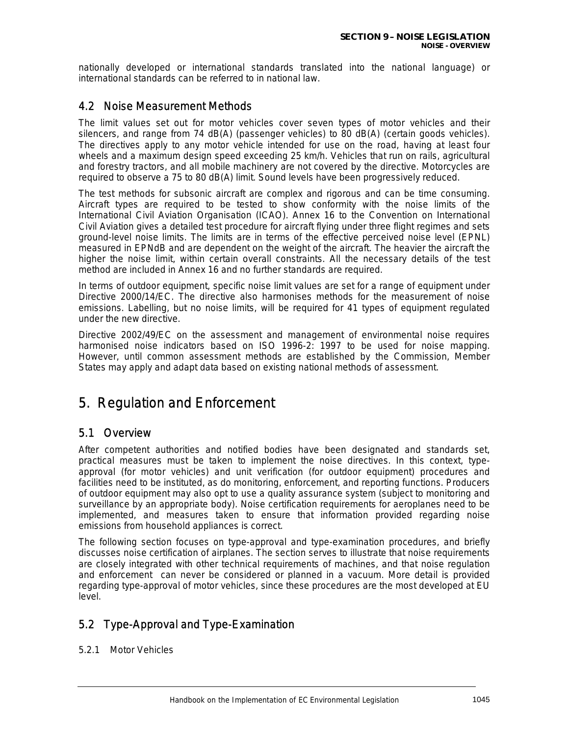nationally developed or international standards translated into the national language) or international standards can be referred to in national law.

### 4.2 Noise Measurement Methods

The limit values set out for motor vehicles cover seven types of motor vehicles and their silencers, and range from 74 dB(A) (passenger vehicles) to 80 dB(A) (certain goods vehicles). The directives apply to any motor vehicle intended for use on the road, having at least four wheels and a maximum design speed exceeding 25 km/h. Vehicles that run on rails, agricultural and forestry tractors, and all mobile machinery are not covered by the directive. Motorcycles are required to observe a 75 to 80 dB(A) limit. Sound levels have been progressively reduced.

The test methods for subsonic aircraft are complex and rigorous and can be time consuming. Aircraft types are required to be tested to show conformity with the noise limits of the International Civil Aviation Organisation (ICAO). Annex 16 to the Convention on International Civil Aviation gives a detailed test procedure for aircraft flying under three flight regimes and sets ground-level noise limits. The limits are in terms of the effective perceived noise level (EPNL) measured in EPNdB and are dependent on the weight of the aircraft. The heavier the aircraft the higher the noise limit, within certain overall constraints. All the necessary details of the test method are included in Annex 16 and no further standards are required.

In terms of outdoor equipment, specific noise limit values are set for a range of equipment under Directive 2000/14/EC. The directive also harmonises methods for the measurement of noise emissions. Labelling, but no noise limits, will be required for 41 types of equipment regulated under the new directive.

Directive 2002/49/EC on the assessment and management of environmental noise requires harmonised noise indicators based on ISO 1996-2: 1997 to be used for noise mapping. However, until common assessment methods are established by the Commission, Member States may apply and adapt data based on existing national methods of assessment.

## 5. Regulation and Enforcement

### 5.1 Overview

After competent authorities and notified bodies have been designated and standards set, practical measures must be taken to implement the noise directives. In this context, type-approval (for motor vehicles) and unit verification (for outdoor equipment) procedures and facilities need to be instituted, as do monitoring, enforcement, and reporting functions. Producers of outdoor equipment may also opt to use a quality assurance system (subject to monitoring and surveillance by an appropriate body). Noise certification requirements for aeroplanes need to be implemented, and measures taken to ensure that information provided regarding noise emissions from household appliances is correct.

The following section focuses on type-approval and type-examination procedures, and briefly discusses noise certification of airplanes. The section serves to illustrate that noise requirements are closely integrated with other technical requirements of machines, and that noise regulation and enforcement can never be considered or planned in a vacuum. More detail is provided regarding type-approval of motor vehicles, since these procedures are the most developed at EU level.

### 5.2 Type-Approval and Type-Examination

#### 5.2.1 Motor Vehicles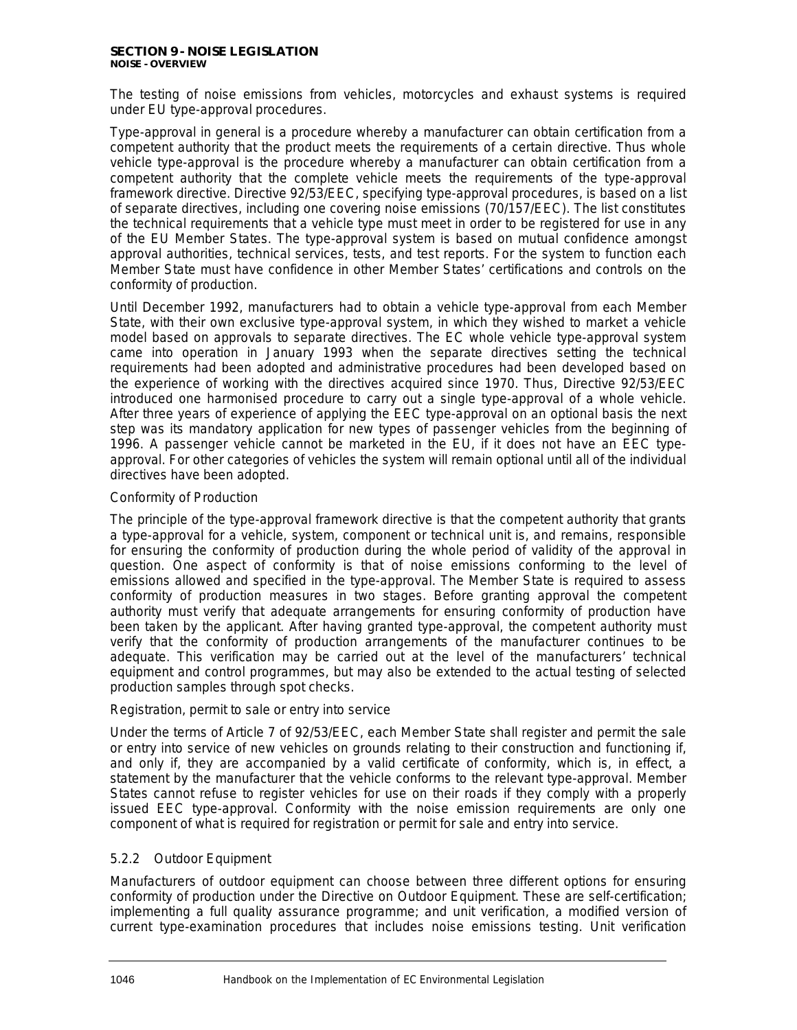The testing of noise emissions from vehicles, motorcycles and exhaust systems is required under EU type-approval procedures.

Type-approval in general is a procedure whereby a manufacturer can obtain certification from a competent authority that the product meets the requirements of a certain directive. Thus whole vehicle type-approval is the procedure whereby a manufacturer can obtain certification from a competent authority that the complete vehicle meets the requirements of the type-approval framework directive. Directive 92/53/EEC, specifying type-approval procedures, is based on a list of separate directives, including one covering noise emissions (70/157/EEC). The list constitutes the technical requirements that a vehicle type must meet in order to be registered for use in any of the EU Member States. The type-approval system is based on mutual confidence amongst approval authorities, technical services, tests, and test reports. For the system to function each Member State must have confidence in other Member States' certifications and controls on the conformity of production.

Until December 1992, manufacturers had to obtain a vehicle type-approval from each Member State, with their own exclusive type-approval system, in which they wished to market a vehicle model based on approvals to separate directives. The EC whole vehicle type-approval system came into operation in January 1993 when the separate directives setting the technical requirements had been adopted and administrative procedures had been developed based on the experience of working with the directives acquired since 1970. Thus, Directive 92/53/EEC introduced one harmonised procedure to carry out a single type-approval of a whole vehicle. After three years of experience of applying the EEC type-approval on an optional basis the next step was its mandatory application for new types of passenger vehicles from the beginning of 1996. A passenger vehicle cannot be marketed in the EU, if it does not have an EEC type-approval. For other categories of vehicles the system will remain optional until all of the individual directives have been adopted.

Conformity of Production

The principle of the type-approval framework directive is that the competent authority that grants a type-approval for a vehicle, system, component or technical unit is, and remains, responsible for ensuring the conformity of production during the whole period of validity of the approval in question. One aspect of conformity is that of noise emissions conforming to the level of emissions allowed and specified in the type-approval. The Member State is required to assess conformity of production measures in two stages. Before granting approval the competent authority must verify that adequate arrangements for ensuring conformity of production have been taken by the applicant. After having granted type-approval, the competent authority must verify that the conformity of production arrangements of the manufacturer continues to be adequate. This verification may be carried out at the level of the manufacturers' technical equipment and control programmes, but may also be extended to the actual testing of selected production samples through spot checks.

Registration, permit to sale or entry into service

Under the terms of Article 7 of 92/53/EEC, each Member State shall register and permit the sale or entry into service of new vehicles on grounds relating to their construction and functioning if, and only if, they are accompanied by a valid certificate of conformity, which is, in effect, a statement by the manufacturer that the vehicle conforms to the relevant type-approval. Member States cannot refuse to register vehicles for use on their roads if they comply with a properly issued EEC type-approval. Conformity with the noise emission requirements are only one component of what is required for registration or permit for sale and entry into service.

### 5.2.2 Outdoor Equipment

Manufacturers of outdoor equipment can choose between three different options for ensuring conformity of production under the Directive on Outdoor Equipment. These are self-certification; implementing a full quality assurance programme; and unit verification, a modified version of current type-examination procedures that includes noise emissions testing. Unit verification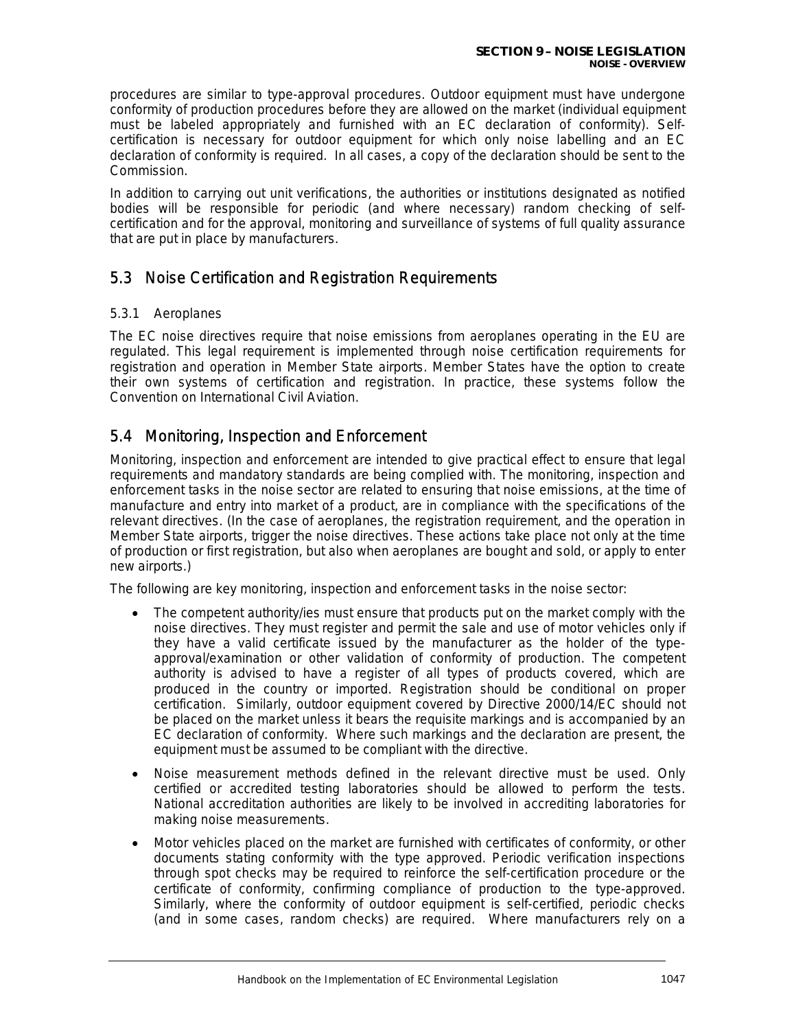procedures are similar to type-approval procedures. Outdoor equipment must have undergone conformity of production procedures before they are allowed on the market (individual equipment must be labeled appropriately and furnished with an EC declaration of conformity). Self-certification is necessary for outdoor equipment for which only noise labelling and an EC declaration of conformity is required. In all cases, a copy of the declaration should be sent to the Commission.

In addition to carrying out unit verifications, the authorities or institutions designated as notified bodies will be responsible for periodic (and where necessary) random checking of self-certification and for the approval, monitoring and surveillance of systems of full quality assurance that are put in place by manufacturers.

## 5.3 Noise Certification and Registration Requirements

### 5.3.1 Aeroplanes

The EC noise directives require that noise emissions from aeroplanes operating in the EU are regulated. This legal requirement is implemented through noise certification requirements for registration and operation in Member State airports. Member States have the option to create their own systems of certification and registration. In practice, these systems follow the Convention on International Civil Aviation.

## 5.4 Monitoring, Inspection and Enforcement

Monitoring, inspection and enforcement are intended to give practical effect to ensure that legal requirements and mandatory standards are being complied with. The monitoring, inspection and enforcement tasks in the noise sector are related to ensuring that noise emissions, at the time of manufacture and entry into market of a product, are in compliance with the specifications of the relevant directives. (In the case of aeroplanes, the registration requirement, and the operation in Member State airports, trigger the noise directives. These actions take place not only at the time of production or first registration, but also when aeroplanes are bought and sold, or apply to enter new airports.)

The following are key monitoring, inspection and enforcement tasks in the noise sector:

- The competent authority/ies must ensure that products put on the market comply with the noise directives. They must register and permit the sale and use of motor vehicles only if they have a valid certificate issued by the manufacturer as the holder of the type-approval/examination or other validation of conformity of production. The competent authority is advised to have a register of all types of products covered, which are produced in the country or imported. Registration should be conditional on proper certification. Similarly, outdoor equipment covered by Directive 2000/14/EC should not be placed on the market unless it bears the requisite markings and is accompanied by an EC declaration of conformity. Where such markings and the declaration are present, the equipment must be assumed to be compliant with the directive.
- Noise measurement methods defined in the relevant directive must be used. Only certified or accredited testing laboratories should be allowed to perform the tests. National accreditation authorities are likely to be involved in accrediting laboratories for making noise measurements.
- Motor vehicles placed on the market are furnished with certificates of conformity, or other documents stating conformity with the type approved. Periodic verification inspections through spot checks may be required to reinforce the self-certification procedure or the certificate of conformity, confirming compliance of production to the type-approved. Similarly, where the conformity of outdoor equipment is self-certified, periodic checks (and in some cases, random checks) are required. Where manufacturers rely on a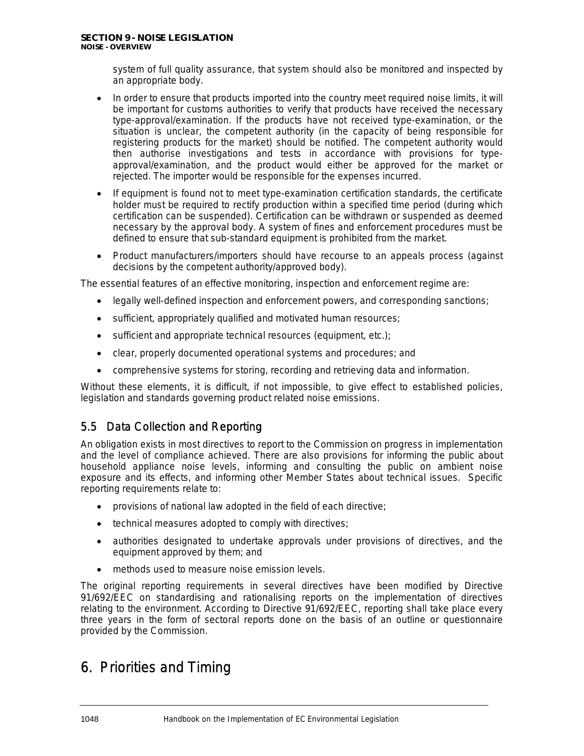system of full quality assurance, that system should also be monitored and inspected by an appropriate body.

- In order to ensure that products imported into the country meet required noise limits, it will be important for customs authorities to verify that products have received the necessary type-approval/examination. If the products have not received type-examination, or the situation is unclear, the competent authority (in the capacity of being responsible for registering products for the market) should be notified. The competent authority would then authorise investigations and tests in accordance with provisions for type-approval/examination, and the product would either be approved for the market or rejected. The importer would be responsible for the expenses incurred.
- If equipment is found not to meet type-examination certification standards, the certificate holder must be required to rectify production within a specified time period (during which certification can be suspended). Certification can be withdrawn or suspended as deemed necessary by the approval body. A system of fines and enforcement procedures must be defined to ensure that sub-standard equipment is prohibited from the market.
- Product manufacturers/importers should have recourse to an appeals process (against decisions by the competent authority/approved body).

The essential features of an effective monitoring, inspection and enforcement regime are:

- legally well-defined inspection and enforcement powers, and corresponding sanctions;
- sufficient, appropriately qualified and motivated human resources;
- sufficient and appropriate technical resources (equipment, etc.);
- clear, properly documented operational systems and procedures; and
- comprehensive systems for storing, recording and retrieving data and information.

Without these elements, it is difficult, if not impossible, to give effect to established policies, legislation and standards governing product related noise emissions.

## 5.5 Data Collection and Reporting

An obligation exists in most directives to report to the Commission on progress in implementation and the level of compliance achieved. There are also provisions for informing the public about household appliance noise levels, informing and consulting the public on ambient noise exposure and its effects, and informing other Member States about technical issues. Specific reporting requirements relate to:

- provisions of national law adopted in the field of each directive;
- technical measures adopted to comply with directives;
- authorities designated to undertake approvals under provisions of directives, and the equipment approved by them; and
- methods used to measure noise emission levels.

The original reporting requirements in several directives have been modified by Directive 91/692/EEC on standardising and rationalising reports on the implementation of directives relating to the environment. According to Directive 91/692/EEC, reporting shall take place every three years in the form of sectoral reports done on the basis of an outline or questionnaire provided by the Commission.

# 6. Priorities and Timing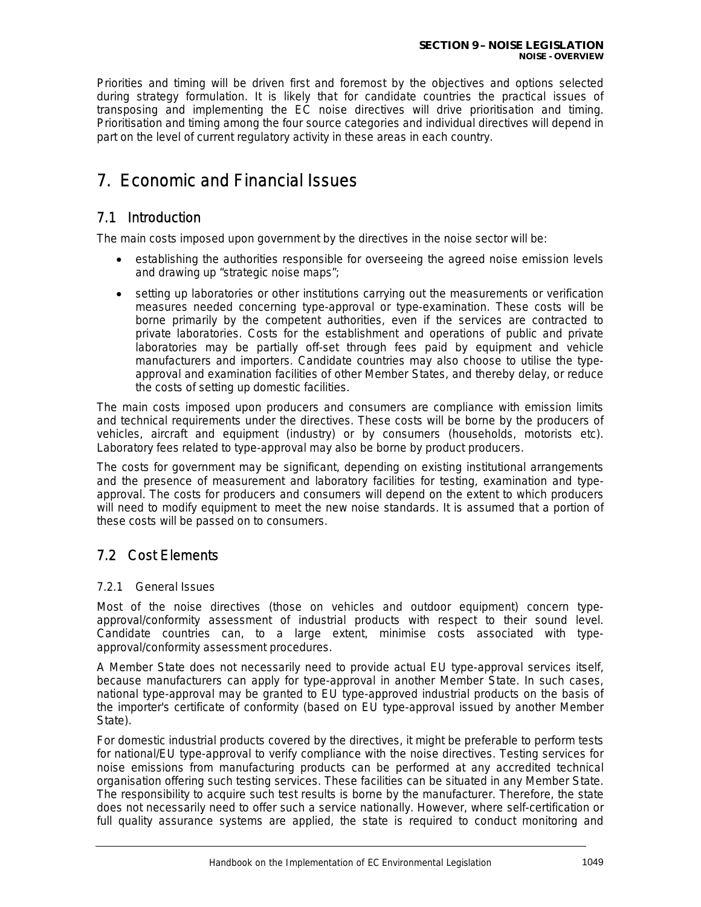Priorities and timing will be driven first and foremost by the objectives and options selected during strategy formulation. It is likely that for candidate countries the practical issues of transposing and implementing the EC noise directives will drive prioritisation and timing. Prioritisation and timing among the four source categories and individual directives will depend in part on the level of current regulatory activity in these areas in each country.

# 7. Economic and Financial Issues

## 7.1 Introduction

The main costs imposed upon government by the directives in the noise sector will be:

- establishing the authorities responsible for overseeing the agreed noise emission levels and drawing up "strategic noise maps";
- setting up laboratories or other institutions carrying out the measurements or verification measures needed concerning type-approval or type-examination. These costs will be borne primarily by the competent authorities, even if the services are contracted to private laboratories. Costs for the establishment and operations of public and private laboratories may be partially off-set through fees paid by equipment and vehicle manufacturers and importers. Candidate countries may also choose to utilise the type-approval and examination facilities of other Member States, and thereby delay, or reduce the costs of setting up domestic facilities.

The main costs imposed upon producers and consumers are compliance with emission limits and technical requirements under the directives. These costs will be borne by the producers of vehicles, aircraft and equipment (industry) or by consumers (households, motorists etc). Laboratory fees related to type-approval may also be borne by product producers.

The costs for government may be significant, depending on existing institutional arrangements and the presence of measurement and laboratory facilities for testing, examination and type-approval. The costs for producers and consumers will depend on the extent to which producers will need to modify equipment to meet the new noise standards. It is assumed that a portion of these costs will be passed on to consumers.

## 7.2 Cost Elements

### 7.2.1 General Issues

Most of the noise directives (those on vehicles and outdoor equipment) concern type-approval/conformity assessment of industrial products with respect to their sound level. Candidate countries can, to a large extent, minimise costs associated with type-approval/conformity assessment procedures.

A Member State does not necessarily need to provide actual EU type-approval services itself, because manufacturers can apply for type-approval in another Member State. In such cases, national type-approval may be granted to EU type-approved industrial products on the basis of the importer's certificate of conformity (based on EU type-approval issued by another Member State).

For domestic industrial products covered by the directives, it might be preferable to perform tests for national/EU type-approval to verify compliance with the noise directives. Testing services for noise emissions from manufacturing products can be performed at any accredited technical organisation offering such testing services. These facilities can be situated in any Member State. The responsibility to acquire such test results is borne by the manufacturer. Therefore, the state does not necessarily need to offer such a service nationally. However, where self-certification or full quality assurance systems are applied, the state is required to conduct monitoring and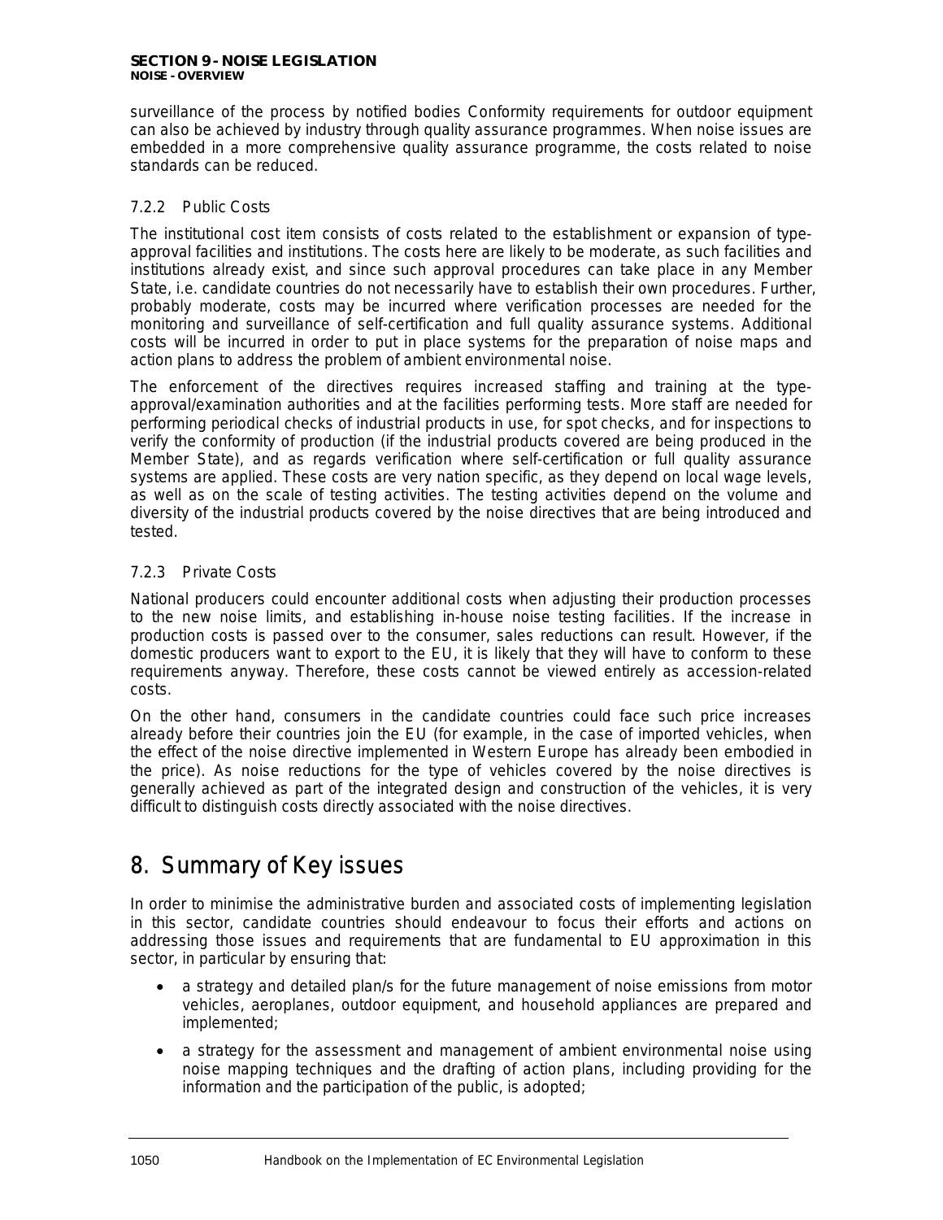surveillance of the process by notified bodies Conformity requirements for outdoor equipment can also be achieved by industry through quality assurance programmes. When noise issues are embedded in a more comprehensive quality assurance programme, the costs related to noise standards can be reduced.

### 7.2.2 Public Costs

The institutional cost item consists of costs related to the establishment or expansion of type-approval facilities and institutions. The costs here are likely to be moderate, as such facilities and institutions already exist, and since such approval procedures can take place in any Member State, i.e. candidate countries do not necessarily have to establish their own procedures. Further, probably moderate, costs may be incurred where verification processes are needed for the monitoring and surveillance of self-certification and full quality assurance systems. Additional costs will be incurred in order to put in place systems for the preparation of noise maps and action plans to address the problem of ambient environmental noise.

The enforcement of the directives requires increased staffing and training at the type-approval/examination authorities and at the facilities performing tests. More staff are needed for performing periodical checks of industrial products in use, for spot checks, and for inspections to verify the conformity of production (if the industrial products covered are being produced in the Member State), and as regards verification where self-certification or full quality assurance systems are applied. These costs are very nation specific, as they depend on local wage levels, as well as on the scale of testing activities. The testing activities depend on the volume and diversity of the industrial products covered by the noise directives that are being introduced and tested.

### 7.2.3 Private Costs

National producers could encounter additional costs when adjusting their production processes to the new noise limits, and establishing in-house noise testing facilities. If the increase in production costs is passed over to the consumer, sales reductions can result. However, if the domestic producers want to export to the EU, it is likely that they will have to conform to these requirements anyway. Therefore, these costs cannot be viewed entirely as accession-related costs.

On the other hand, consumers in the candidate countries could face such price increases already before their countries join the EU (for example, in the case of imported vehicles, when the effect of the noise directive implemented in Western Europe has already been embodied in the price). As noise reductions for the type of vehicles covered by the noise directives is generally achieved as part of the integrated design and construction of the vehicles, it is very difficult to distinguish costs directly associated with the noise directives.

# 8. Summary of Key issues

In order to minimise the administrative burden and associated costs of implementing legislation in this sector, candidate countries should endeavour to focus their efforts and actions on addressing those issues and requirements that are fundamental to EU approximation in this sector, in particular by ensuring that:

- a strategy and detailed plan/s for the future management of noise emissions from motor vehicles, aeroplanes, outdoor equipment, and household appliances are prepared and implemented;
- a strategy for the assessment and management of ambient environmental noise using noise mapping techniques and the drafting of action plans, including providing for the information and the participation of the public, is adopted;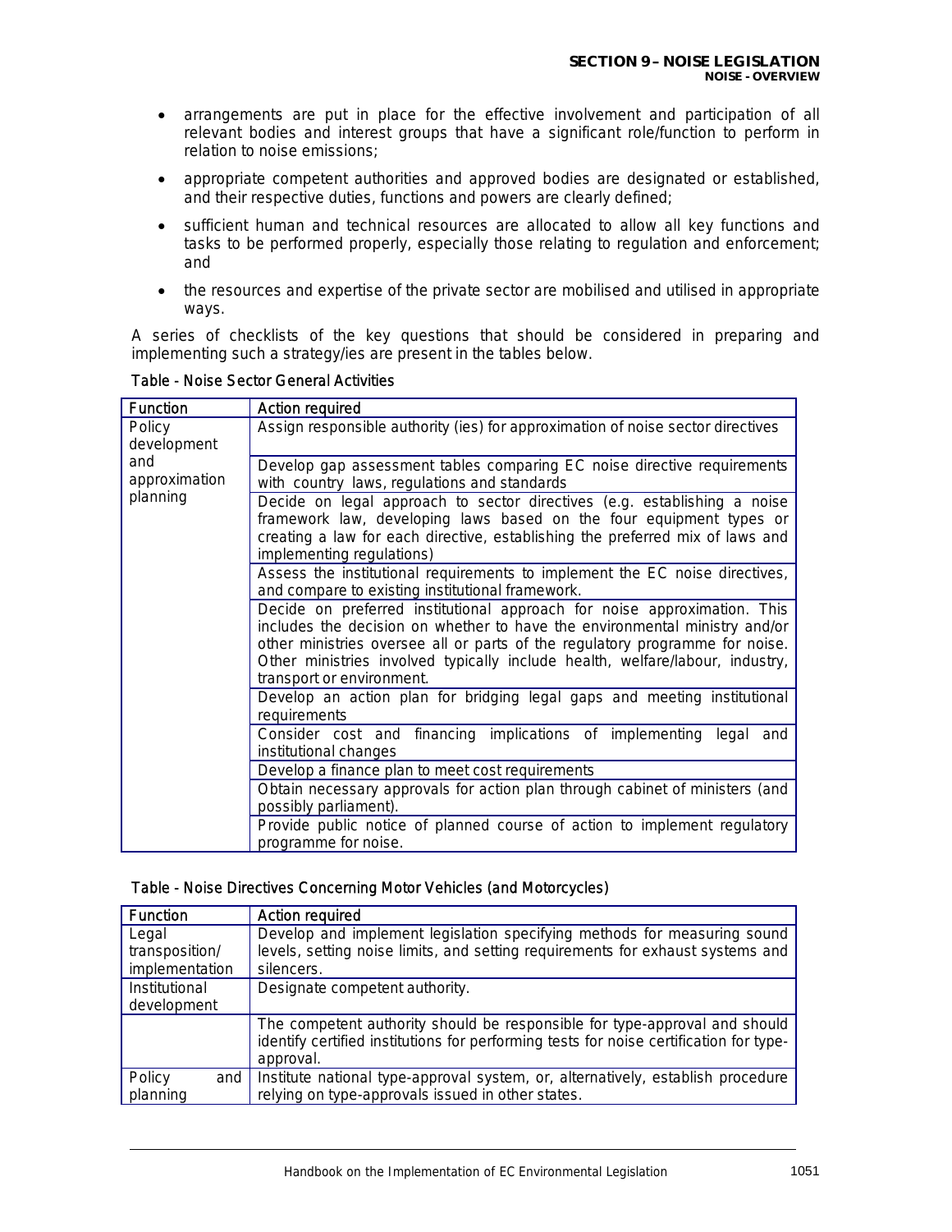- arrangements are put in place for the effective involvement and participation of all relevant bodies and interest groups that have a significant role/function to perform in relation to noise emissions;
- appropriate competent authorities and approved bodies are designated or established, and their respective duties, functions and powers are clearly defined;
- sufficient human and technical resources are allocated to allow all key functions and tasks to be performed properly, especially those relating to regulation and enforcement; and
- the resources and expertise of the private sector are mobilised and utilised in appropriate ways.

A series of checklists of the key questions that should be considered in preparing and implementing such a strategy/ies are present in the tables below.

Table - Noise Sector General Activities

| Function | Action required |
|---|---|
| Policy development and approximation planning | Assign responsible authority (ies) for approximation of noise sector directives |
| | Develop gap assessment tables comparing EC noise directive requirements with country laws, regulations and standards |
| | Decide on legal approach to sector directives (e.g. establishing a noise framework law, developing laws based on the four equipment types or creating a law for each directive, establishing the preferred mix of laws and implementing regulations) |
| | Assess the institutional requirements to implement the EC noise directives, and compare to existing institutional framework. |
| | Decide on preferred institutional approach for noise approximation. This includes the decision on whether to have the environmental ministry and/or other ministries oversee all or parts of the regulatory programme for noise. Other ministries involved typically include health, welfare/labour, industry, transport or environment. |
| | Develop an action plan for bridging legal gaps and meeting institutional requirements |
| | Consider cost and financing implications of implementing legal and institutional changes |
| | Develop a finance plan to meet cost requirements |
| | Obtain necessary approvals for action plan through cabinet of ministers (and possibly parliament). |
| | Provide public notice of planned course of action to implement regulatory programme for noise. |

Table - Noise Directives Concerning Motor Vehicles (and Motorcycles)

| Function | Action required |
|---|---|
| Legal transposition/ implementation | Develop and implement legislation specifying methods for measuring sound levels, setting noise limits, and setting requirements for exhaust systems and silencers. |
| Institutional development | Designate competent authority. |
| | The competent authority should be responsible for type-approval and should identify certified institutions for performing tests for noise certification for type-approval. |
| Policy and planning | Institute national type-approval system, or, alternatively, establish procedure relying on type-approvals issued in other states. |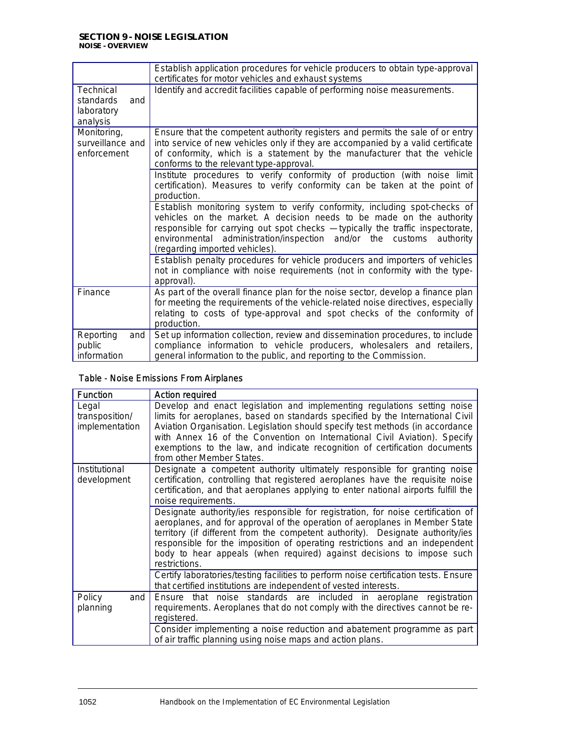| | |
|---|---|
| | Establish application procedures for vehicle producers to obtain type-approval certificates for motor vehicles and exhaust systems |
| Technical standards and laboratory analysis | Identify and accredit facilities capable of performing noise measurements. |
| Monitoring, surveillance and enforcement | Ensure that the competent authority registers and permits the sale of or entry into service of new vehicles only if they are accompanied by a valid certificate of conformity, which is a statement by the manufacturer that the vehicle conforms to the relevant type-approval. |
| | Institute procedures to verify conformity of production (with noise limit certification). Measures to verify conformity can be taken at the point of production. |
| | Establish monitoring system to verify conformity, including spot-checks of vehicles on the market. A decision needs to be made on the authority responsible for carrying out spot checks — typically the traffic inspectorate, environmental administration/inspection and/or the customs authority (regarding imported vehicles). |
| | Establish penalty procedures for vehicle producers and importers of vehicles not in compliance with noise requirements (not in conformity with the type-approval). |
| Finance | As part of the overall finance plan for the noise sector, develop a finance plan for meeting the requirements of the vehicle-related noise directives, especially relating to costs of type-approval and spot checks of the conformity of production. |
| Reporting and public information | Set up information collection, review and dissemination procedures, to include compliance information to vehicle producers, wholesalers and retailers, general information to the public, and reporting to the Commission. |

Table - Noise Emissions From Airplanes

| Function | Action required |
|---|---|
| Legal transposition/ implementation | Develop and enact legislation and implementing regulations setting noise limits for aeroplanes, based on standards specified by the International Civil Aviation Organisation. Legislation should specify test methods (in accordance with Annex 16 of the Convention on International Civil Aviation). Specify exemptions to the law, and indicate recognition of certification documents from other Member States. |
| Institutional development | Designate a competent authority ultimately responsible for granting noise certification, controlling that registered aeroplanes have the requisite noise certification, and that aeroplanes applying to enter national airports fulfill the noise requirements. |
| | Designate authority/ies responsible for registration, for noise certification of aeroplanes, and for approval of the operation of aeroplanes in Member State territory (if different from the competent authority). Designate authority/ies responsible for the imposition of operating restrictions and an independent body to hear appeals (when required) against decisions to impose such restrictions. |
| | Certify laboratories/testing facilities to perform noise certification tests. Ensure that certified institutions are independent of vested interests. |
| Policy and planning | Ensure that noise standards are included in aeroplane registration requirements. Aeroplanes that do not comply with the directives cannot be re-registered. |
| | Consider implementing a noise reduction and abatement programme as part of air traffic planning using noise maps and action plans. |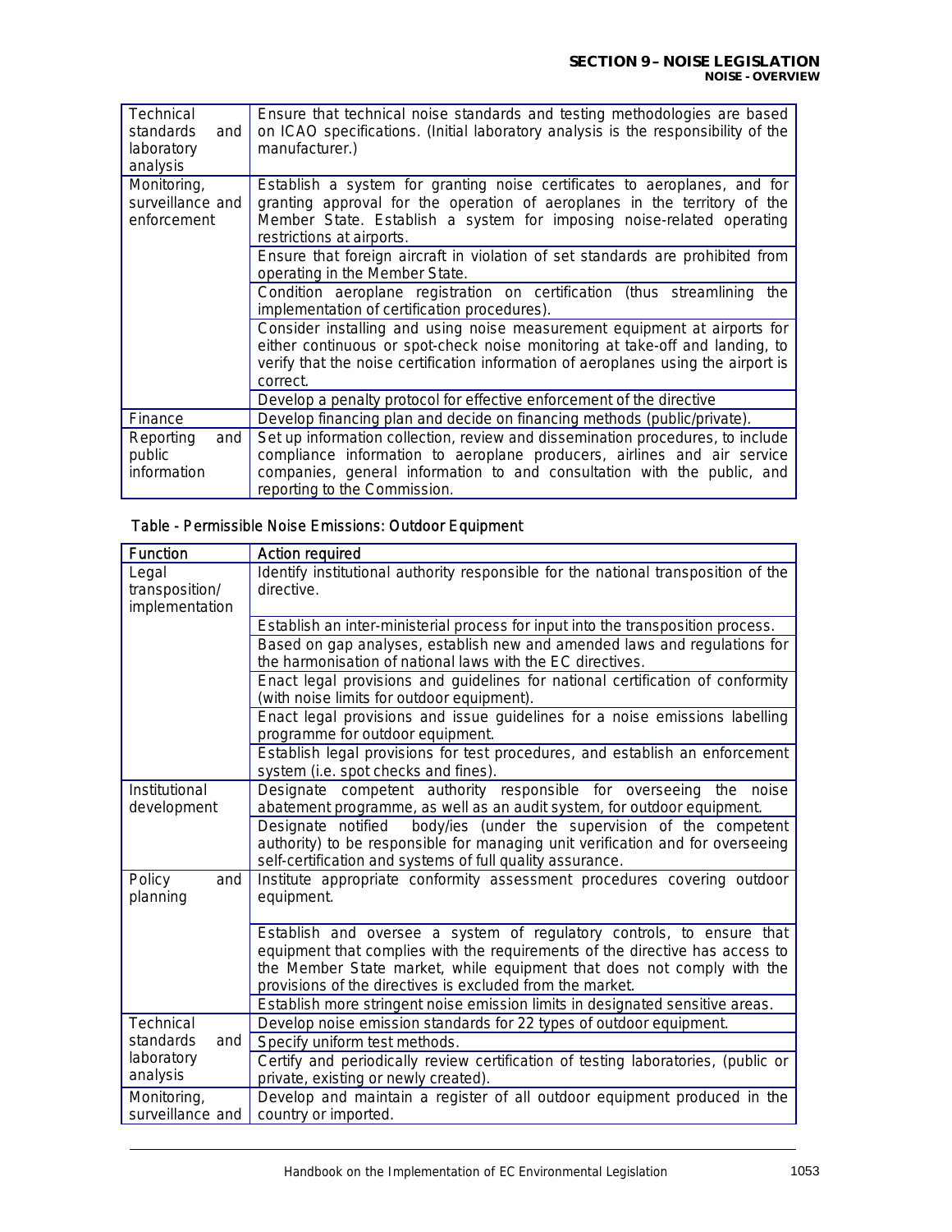| | |
|---|---|
| Technical standards and laboratory analysis | Ensure that technical noise standards and testing methodologies are based on ICAO specifications. (Initial laboratory analysis is the responsibility of the manufacturer.) |
| Monitoring, surveillance and enforcement | Establish a system for granting noise certificates to aeroplanes, and for granting approval for the operation of aeroplanes in the territory of the Member State. Establish a system for imposing noise-related operating restrictions at airports. |
| | Ensure that foreign aircraft in violation of set standards are prohibited from operating in the Member State. |
| | Condition aeroplane registration on certification (thus streamlining the implementation of certification procedures). |
| | Consider installing and using noise measurement equipment at airports for either continuous or spot-check noise monitoring at take-off and landing, to verify that the noise certification information of aeroplanes using the airport is correct. |
| | Develop a penalty protocol for effective enforcement of the directive |
| Finance | Develop financing plan and decide on financing methods (public/private). |
| Reporting and public information | Set up information collection, review and dissemination procedures, to include compliance information to aeroplane producers, airlines and air service companies, general information to and consultation with the public, and reporting to the Commission. |

Table - Permissible Noise Emissions: Outdoor Equipment

| Function | Action required |
|---|---|
| Legal transposition/ implementation | Identify institutional authority responsible for the national transposition of the directive. |
| | Establish an inter-ministerial process for input into the transposition process. |
| | Based on gap analyses, establish new and amended laws and regulations for the harmonisation of national laws with the EC directives. |
| | Enact legal provisions and guidelines for national certification of conformity (with noise limits for outdoor equipment). |
| | Enact legal provisions and issue guidelines for a noise emissions labelling programme for outdoor equipment. |
| | Establish legal provisions for test procedures, and establish an enforcement system (i.e. spot checks and fines). |
| Institutional development | Designate competent authority responsible for overseeing the noise abatement programme, as well as an audit system, for outdoor equipment. |
| | Designate notified body/ies (under the supervision of the competent authority) to be responsible for managing unit verification and for overseeing self-certification and systems of full quality assurance. |
| Policy and planning | Institute appropriate conformity assessment procedures covering outdoor equipment. |
| | Establish and oversee a system of regulatory controls, to ensure that equipment that complies with the requirements of the directive has access to the Member State market, while equipment that does not comply with the provisions of the directives is excluded from the market. |
| | Establish more stringent noise emission limits in designated sensitive areas. |
| Technical standards and laboratory analysis | Develop noise emission standards for 22 types of outdoor equipment. |
| | Specify uniform test methods. |
| | Certify and periodically review certification of testing laboratories, (public or private, existing or newly created). |
| Monitoring, surveillance and | Develop and maintain a register of all outdoor equipment produced in the country or imported. |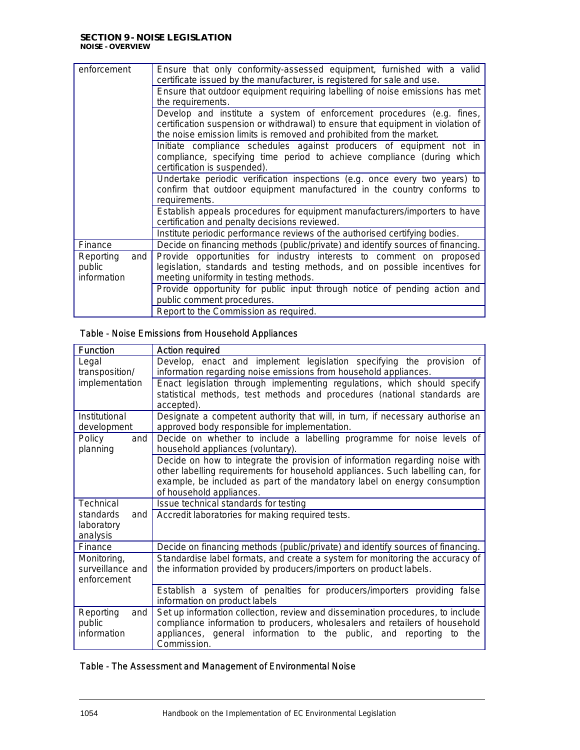| | |
|---|---|
| enforcement | Ensure that only conformity-assessed equipment, furnished with a valid certificate issued by the manufacturer, is registered for sale and use. |
| | Ensure that outdoor equipment requiring labelling of noise emissions has met the requirements. |
| | Develop and institute a system of enforcement procedures (e.g. fines, certification suspension or withdrawal) to ensure that equipment in violation of the noise emission limits is removed and prohibited from the market. |
| | Initiate compliance schedules against producers of equipment not in compliance, specifying time period to achieve compliance (during which certification is suspended). |
| | Undertake periodic verification inspections (e.g. once every two years) to confirm that outdoor equipment manufactured in the country conforms to requirements. |
| | Establish appeals procedures for equipment manufacturers/importers to have certification and penalty decisions reviewed. |
| | Institute periodic performance reviews of the authorised certifying bodies. |
| Finance | Decide on financing methods (public/private) and identify sources of financing. |
| Reporting and public information | Provide opportunities for industry interests to comment on proposed legislation, standards and testing methods, and on possible incentives for meeting uniformity in testing methods. |
| | Provide opportunity for public input through notice of pending action and public comment procedures. |
| | Report to the Commission as required. |

Table - Noise Emissions from Household Appliances

| Function | Action required |
|---|---|
| Legal transposition/ implementation | Develop, enact and implement legislation specifying the provision of information regarding noise emissions from household appliances. |
| | Enact legislation through implementing regulations, which should specify statistical methods, test methods and procedures (national standards are accepted). |
| Institutional development | Designate a competent authority that will, in turn, if necessary authorise an approved body responsible for implementation. |
| Policy and planning | Decide on whether to include a labelling programme for noise levels of household appliances (voluntary). |
| | Decide on how to integrate the provision of information regarding noise with other labelling requirements for household appliances. Such labelling can, for example, be included as part of the mandatory label on energy consumption of household appliances. |
| Technical standards and laboratory analysis | Issue technical standards for testing |
| | Accredit laboratories for making required tests. |
| Finance | Decide on financing methods (public/private) and identify sources of financing. |
| Monitoring, surveillance and enforcement | Standardise label formats, and create a system for monitoring the accuracy of the information provided by producers/importers on product labels. |
| | Establish a system of penalties for producers/importers providing false information on product labels |
| Reporting and public information | Set up information collection, review and dissemination procedures, to include compliance information to producers, wholesalers and retailers of household appliances, general information to the public, and reporting to the Commission. |

Table - The Assessment and Management of Environmental Noise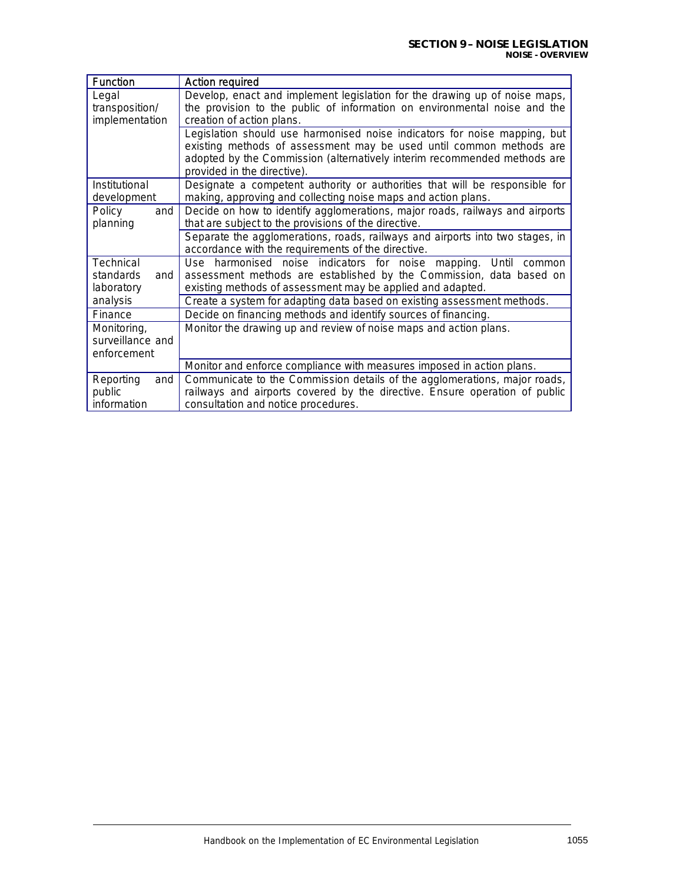| Function | Action required |
|---|---|
| Legal transposition/ implementation | Develop, enact and implement legislation for the drawing up of noise maps, the provision to the public of information on environmental noise and the creation of action plans. |
| | Legislation should use harmonised noise indicators for noise mapping, but existing methods of assessment may be used until common methods are adopted by the Commission (alternatively interim recommended methods are provided in the directive). |
| Institutional development | Designate a competent authority or authorities that will be responsible for making, approving and collecting noise maps and action plans. |
| Policy and planning | Decide on how to identify agglomerations, major roads, railways and airports that are subject to the provisions of the directive. |
| | Separate the agglomerations, roads, railways and airports into two stages, in accordance with the requirements of the directive. |
| Technical standards and laboratory analysis | Use harmonised noise indicators for noise mapping. Until common assessment methods are established by the Commission, data based on existing methods of assessment may be applied and adapted. |
| | Create a system for adapting data based on existing assessment methods. |
| Finance | Decide on financing methods and identify sources of financing. |
| Monitoring, surveillance and enforcement | Monitor the drawing up and review of noise maps and action plans. |
| | Monitor and enforce compliance with measures imposed in action plans. |
| Reporting and public information | Communicate to the Commission details of the agglomerations, major roads, railways and airports covered by the directive. Ensure operation of public consultation and notice procedures. |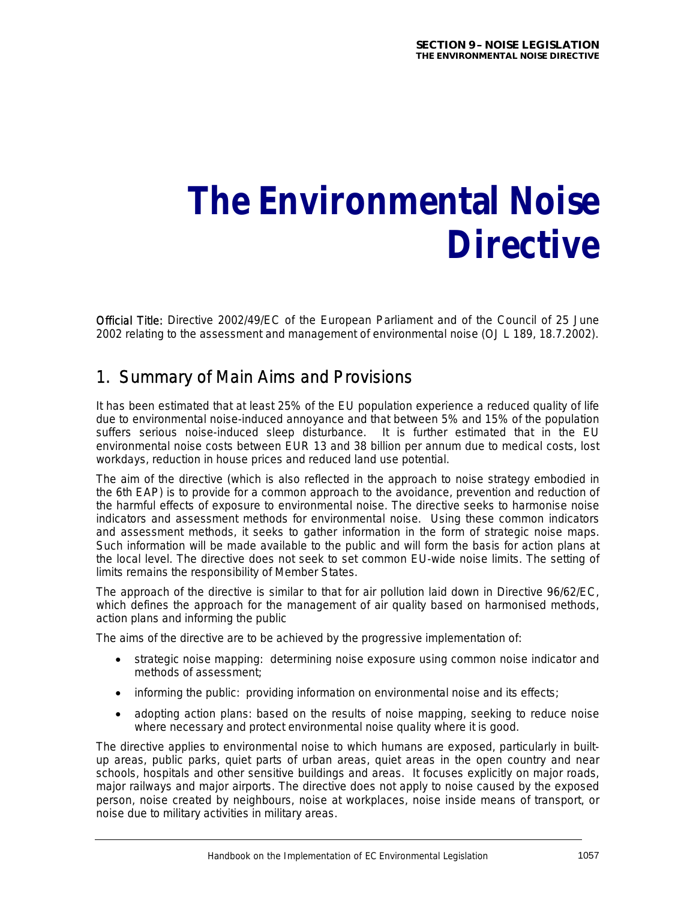# The Environmental Noise Directive

**Official Title:** Directive 2002/49/EC of the European Parliament and of the Council of 25 June 2002 relating to the assessment and management of environmental noise (OJ L 189, 18.7.2002).

## 1. Summary of Main Aims and Provisions

It has been estimated that at least 25% of the EU population experience a reduced quality of life due to environmental noise-induced annoyance and that between 5% and 15% of the population suffers serious noise-induced sleep disturbance. It is further estimated that in the EU environmental noise costs between EUR 13 and 38 billion per annum due to medical costs, lost workdays, reduction in house prices and reduced land use potential.

The aim of the directive (which is also reflected in the approach to noise strategy embodied in the 6th EAP) is to provide for a common approach to the avoidance, prevention and reduction of the harmful effects of exposure to environmental noise. The directive seeks to harmonise noise indicators and assessment methods for environmental noise. Using these common indicators and assessment methods, it seeks to gather information in the form of strategic noise maps. Such information will be made available to the public and will form the basis for action plans at the local level. The directive does not seek to set common EU-wide noise limits. The setting of limits remains the responsibility of Member States.

The approach of the directive is similar to that for air pollution laid down in Directive 96/62/EC, which defines the approach for the management of air quality based on harmonised methods, action plans and informing the public

The aims of the directive are to be achieved by the progressive implementation of:

- strategic noise mapping: determining noise exposure using common noise indicator and methods of assessment;
- informing the public: providing information on environmental noise and its effects;
- adopting action plans: based on the results of noise mapping, seeking to reduce noise where necessary and protect environmental noise quality where it is good.

The directive applies to environmental noise to which humans are exposed, particularly in built-up areas, public parks, quiet parts of urban areas, quiet areas in the open country and near schools, hospitals and other sensitive buildings and areas. It focuses explicitly on major roads, major railways and major airports. The directive does not apply to noise caused by the exposed person, noise created by neighbours, noise at workplaces, noise inside means of transport, or noise due to military activities in military areas.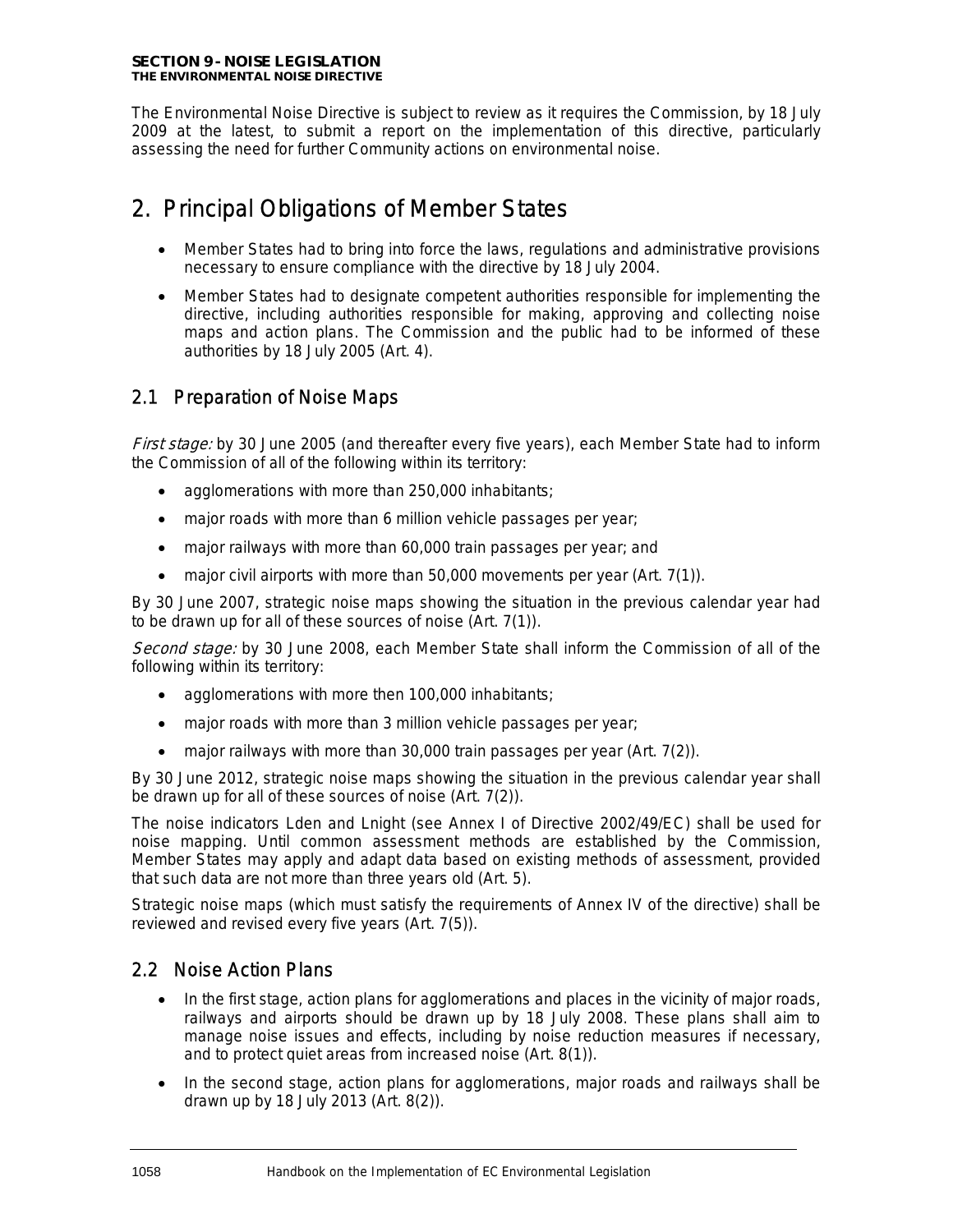The Environmental Noise Directive is subject to review as it requires the Commission, by 18 July 2009 at the latest, to submit a report on the implementation of this directive, particularly assessing the need for further Community actions on environmental noise.

# 2. Principal Obligations of Member States

- Member States had to bring into force the laws, regulations and administrative provisions necessary to ensure compliance with the directive by 18 July 2004.
- Member States had to designate competent authorities responsible for implementing the directive, including authorities responsible for making, approving and collecting noise maps and action plans. The Commission and the public had to be informed of these authorities by 18 July 2005 (Art. 4).

## 2.1 Preparation of Noise Maps

*First stage:* by 30 June 2005 (and thereafter every five years), each Member State had to inform the Commission of all of the following within its territory:

- agglomerations with more than 250,000 inhabitants;
- major roads with more than 6 million vehicle passages per year;
- major railways with more than 60,000 train passages per year; and
- major civil airports with more than 50,000 movements per year (Art. 7(1)).

By 30 June 2007, strategic noise maps showing the situation in the previous calendar year had to be drawn up for all of these sources of noise (Art. 7(1)).

*Second stage:* by 30 June 2008, each Member State shall inform the Commission of all of the following within its territory:

- agglomerations with more then 100,000 inhabitants;
- major roads with more than 3 million vehicle passages per year;
- major railways with more than 30,000 train passages per year (Art. 7(2)).

By 30 June 2012, strategic noise maps showing the situation in the previous calendar year shall be drawn up for all of these sources of noise (Art. 7(2)).

The noise indicators Lden and Lnight (see Annex I of Directive 2002/49/EC) shall be used for noise mapping. Until common assessment methods are established by the Commission, Member States may apply and adapt data based on existing methods of assessment, provided that such data are not more than three years old (Art. 5).

Strategic noise maps (which must satisfy the requirements of Annex IV of the directive) shall be reviewed and revised every five years (Art. 7(5)).

## 2.2 Noise Action Plans

- In the first stage, action plans for agglomerations and places in the vicinity of major roads, railways and airports should be drawn up by 18 July 2008. These plans shall aim to manage noise issues and effects, including by noise reduction measures if necessary, and to protect quiet areas from increased noise (Art. 8(1)).
- In the second stage, action plans for agglomerations, major roads and railways shall be drawn up by 18 July 2013 (Art. 8(2)).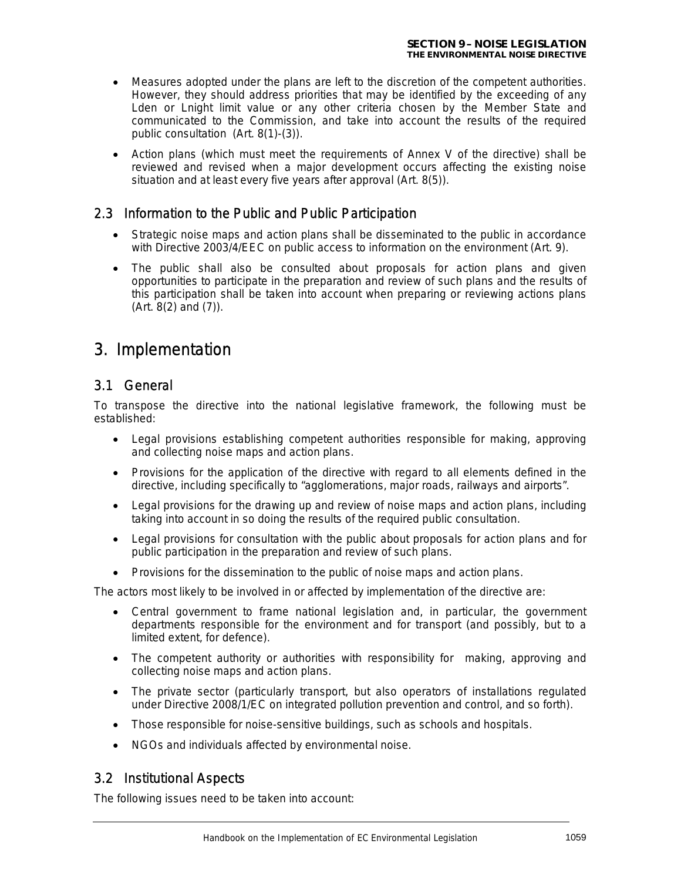- Measures adopted under the plans are left to the discretion of the competent authorities. However, they should address priorities that may be identified by the exceeding of any Lden or Lnight limit value or any other criteria chosen by the Member State and communicated to the Commission, and take into account the results of the required public consultation (Art. 8(1)-(3)).
- Action plans (which must meet the requirements of Annex V of the directive) shall be reviewed and revised when a major development occurs affecting the existing noise situation and at least every five years after approval (Art. 8(5)).

### 2.3 Information to the Public and Public Participation

- Strategic noise maps and action plans shall be disseminated to the public in accordance with Directive 2003/4/EEC on public access to information on the environment (Art. 9).
- The public shall also be consulted about proposals for action plans and given opportunities to participate in the preparation and review of such plans and the results of this participation shall be taken into account when preparing or reviewing actions plans (Art. 8(2) and (7)).

## 3. Implementation

### 3.1 General

To transpose the directive into the national legislative framework, the following must be established:

- Legal provisions establishing competent authorities responsible for making, approving and collecting noise maps and action plans.
- Provisions for the application of the directive with regard to all elements defined in the directive, including specifically to "agglomerations, major roads, railways and airports".
- Legal provisions for the drawing up and review of noise maps and action plans, including taking into account in so doing the results of the required public consultation.
- Legal provisions for consultation with the public about proposals for action plans and for public participation in the preparation and review of such plans.
- Provisions for the dissemination to the public of noise maps and action plans.

The actors most likely to be involved in or affected by implementation of the directive are:

- Central government to frame national legislation and, in particular, the government departments responsible for the environment and for transport (and possibly, but to a limited extent, for defence).
- The competent authority or authorities with responsibility for making, approving and collecting noise maps and action plans.
- The private sector (particularly transport, but also operators of installations regulated under Directive 2008/1/EC on integrated pollution prevention and control, and so forth).
- Those responsible for noise-sensitive buildings, such as schools and hospitals.
- NGOs and individuals affected by environmental noise.

### 3.2 Institutional Aspects

The following issues need to be taken into account: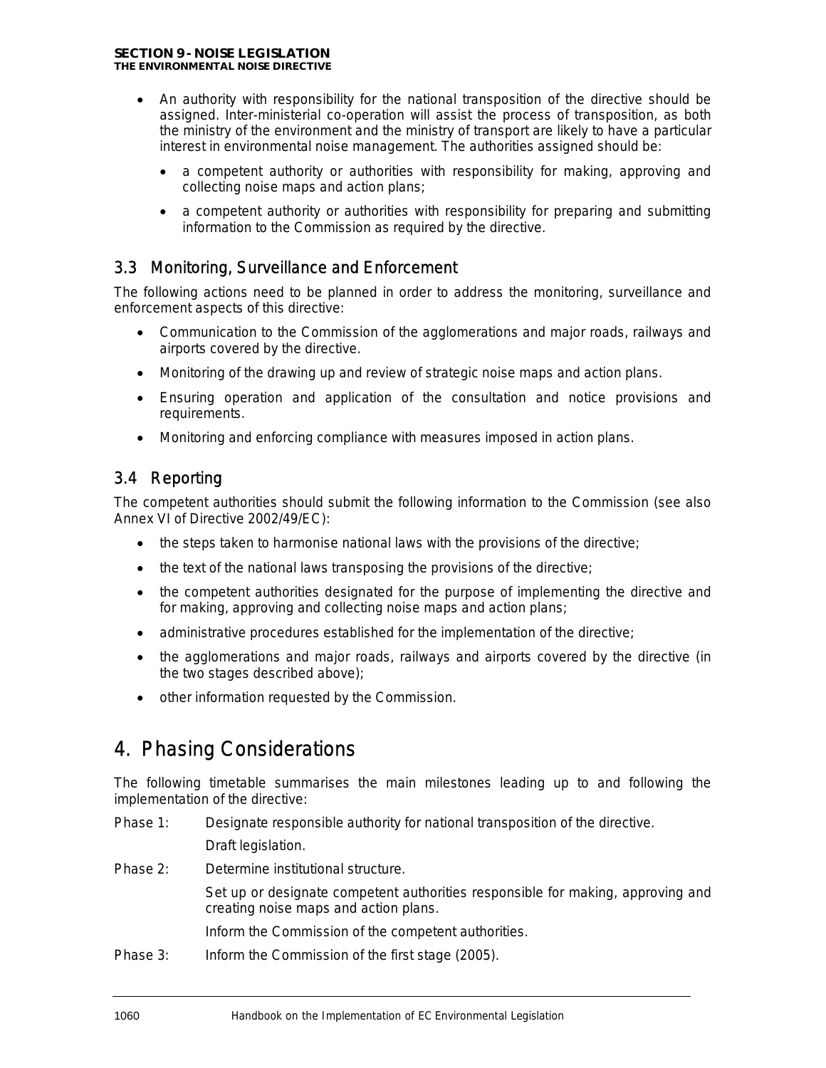- An authority with responsibility for the national transposition of the directive should be assigned. Inter-ministerial co-operation will assist the process of transposition, as both the ministry of the environment and the ministry of transport are likely to have a particular interest in environmental noise management. The authorities assigned should be:
  - a competent authority or authorities with responsibility for making, approving and collecting noise maps and action plans;
  - a competent authority or authorities with responsibility for preparing and submitting information to the Commission as required by the directive.

## 3.3 Monitoring, Surveillance and Enforcement

The following actions need to be planned in order to address the monitoring, surveillance and enforcement aspects of this directive:

- Communication to the Commission of the agglomerations and major roads, railways and airports covered by the directive.
- Monitoring of the drawing up and review of strategic noise maps and action plans.
- Ensuring operation and application of the consultation and notice provisions and requirements.
- Monitoring and enforcing compliance with measures imposed in action plans.

## 3.4 Reporting

The competent authorities should submit the following information to the Commission (see also Annex VI of Directive 2002/49/EC):

- the steps taken to harmonise national laws with the provisions of the directive;
- the text of the national laws transposing the provisions of the directive;
- the competent authorities designated for the purpose of implementing the directive and for making, approving and collecting noise maps and action plans;
- administrative procedures established for the implementation of the directive;
- the agglomerations and major roads, railways and airports covered by the directive (in the two stages described above);
- other information requested by the Commission.

# 4. Phasing Considerations

The following timetable summarises the main milestones leading up to and following the implementation of the directive:

Phase 1: Designate responsible authority for national transposition of the directive.

Draft legislation.

Phase 2: Determine institutional structure.

Set up or designate competent authorities responsible for making, approving and creating noise maps and action plans.

Inform the Commission of the competent authorities.

Phase 3: Inform the Commission of the first stage (2005).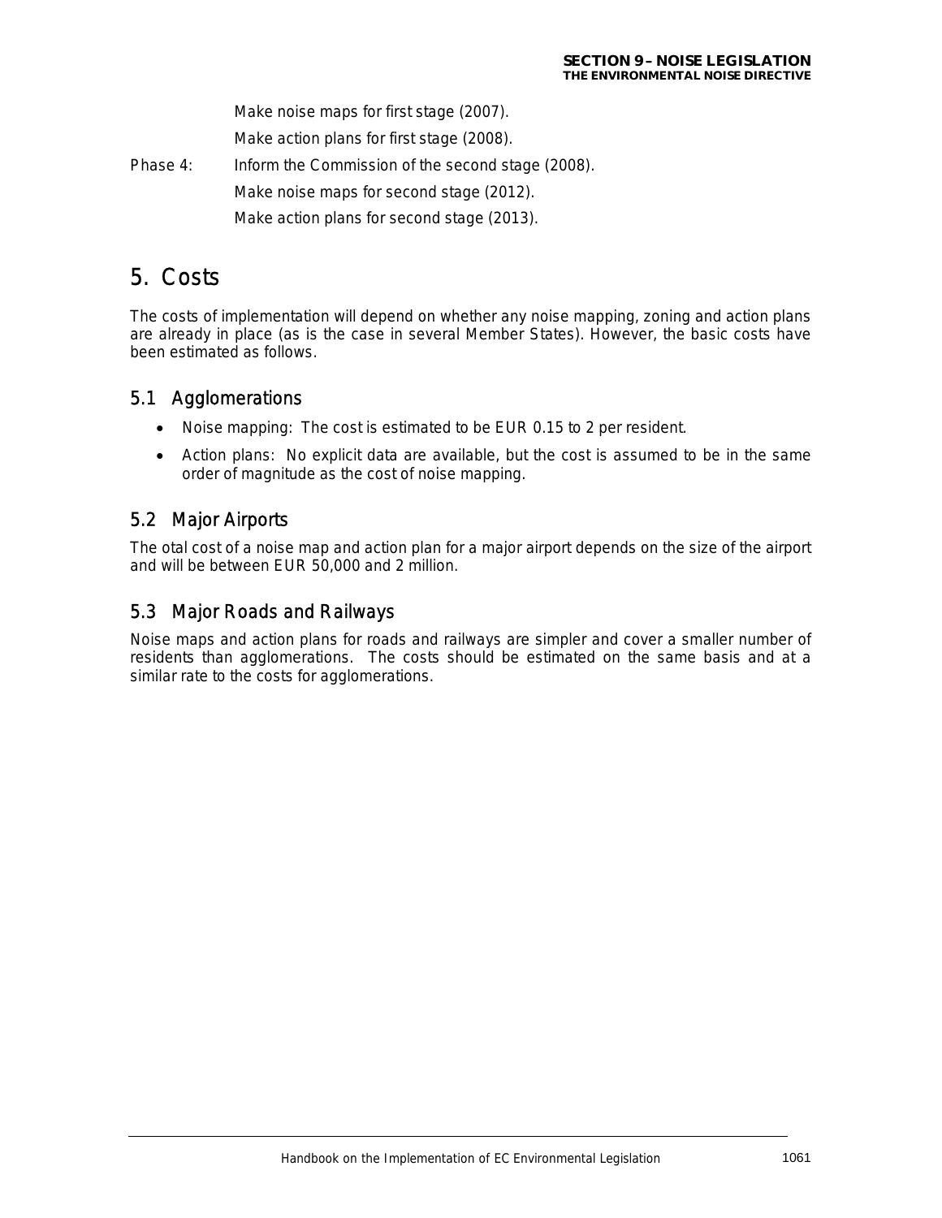Make noise maps for first stage (2007).

Make action plans for first stage (2008).

Phase 4: Inform the Commission of the second stage (2008).

Make noise maps for second stage (2012).

Make action plans for second stage (2013).

# 5. Costs

The costs of implementation will depend on whether any noise mapping, zoning and action plans are already in place (as is the case in several Member States). However, the basic costs have been estimated as follows.

## 5.1 Agglomerations

- Noise mapping: The cost is estimated to be EUR 0.15 to 2 per resident.
- Action plans: No explicit data are available, but the cost is assumed to be in the same order of magnitude as the cost of noise mapping.

## 5.2 Major Airports

The otal cost of a noise map and action plan for a major airport depends on the size of the airport and will be between EUR 50,000 and 2 million.

## 5.3 Major Roads and Railways

Noise maps and action plans for roads and railways are simpler and cover a smaller number of residents than agglomerations. The costs should be estimated on the same basis and at a similar rate to the costs for agglomerations.